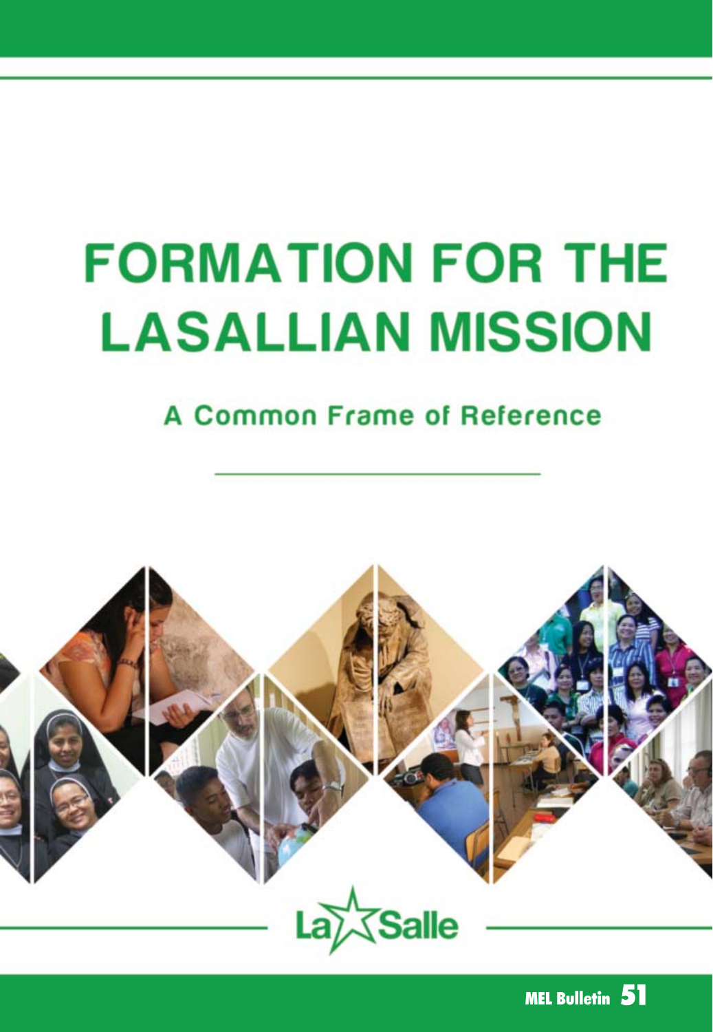# FORMATION FOR THE LASALLIAN MISSION

## A Common Frame of Reference

La Salle

MEL Bulletin 51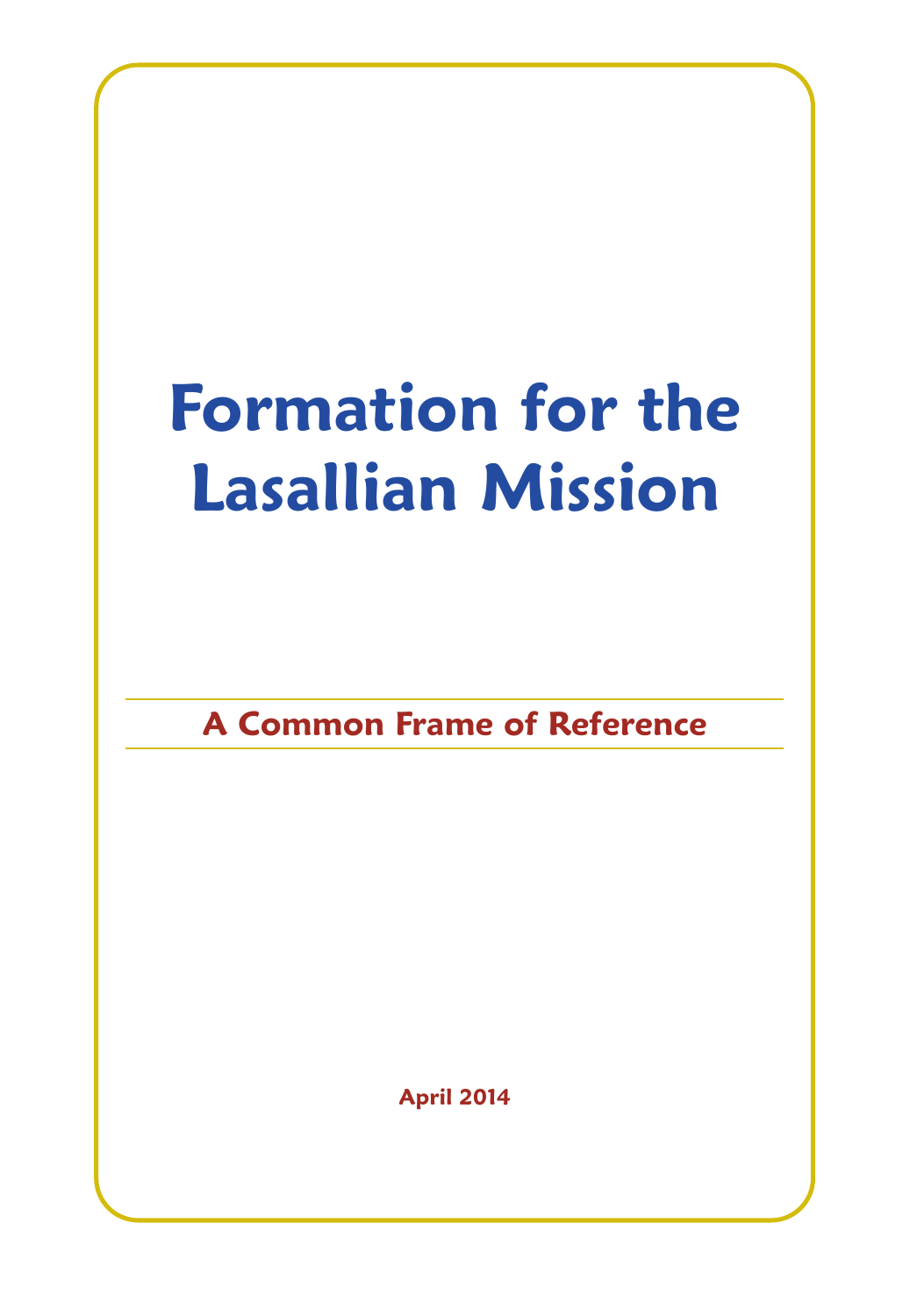# Formation for the Lasallian Mission

## A Common Frame of Reference

April 2014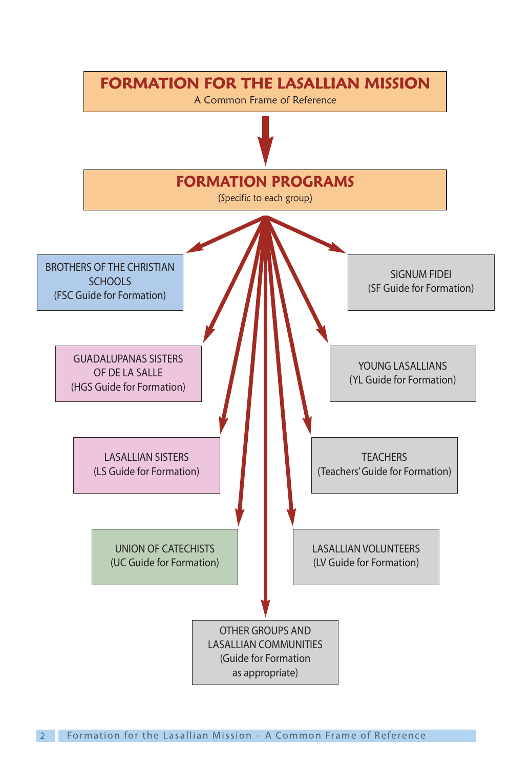# FORMATION FOR THE LASALLIAN MISSION

A Common Frame of Reference

## FORMATION PROGRAMS

(Specific to each group)

- BROTHERS OF THE CHRISTIAN SCHOOLS (FSC Guide for Formation)
- SIGNUM FIDEI (SF Guide for Formation)
- GUADALUPANAS SISTERS OF DE LA SALLE (HGS Guide for Formation)
- YOUNG LASALLIANS (YL Guide for Formation)
- LASALLIAN SISTERS (LS Guide for Formation)
- TEACHERS (Teachers' Guide for Formation)
- UNION OF CATECHISTS (UC Guide for Formation)
- LASALLIAN VOLUNTEERS (LV Guide for Formation)
- OTHER GROUPS AND LASALLIAN COMMUNITIES (Guide for Formation as appropriate)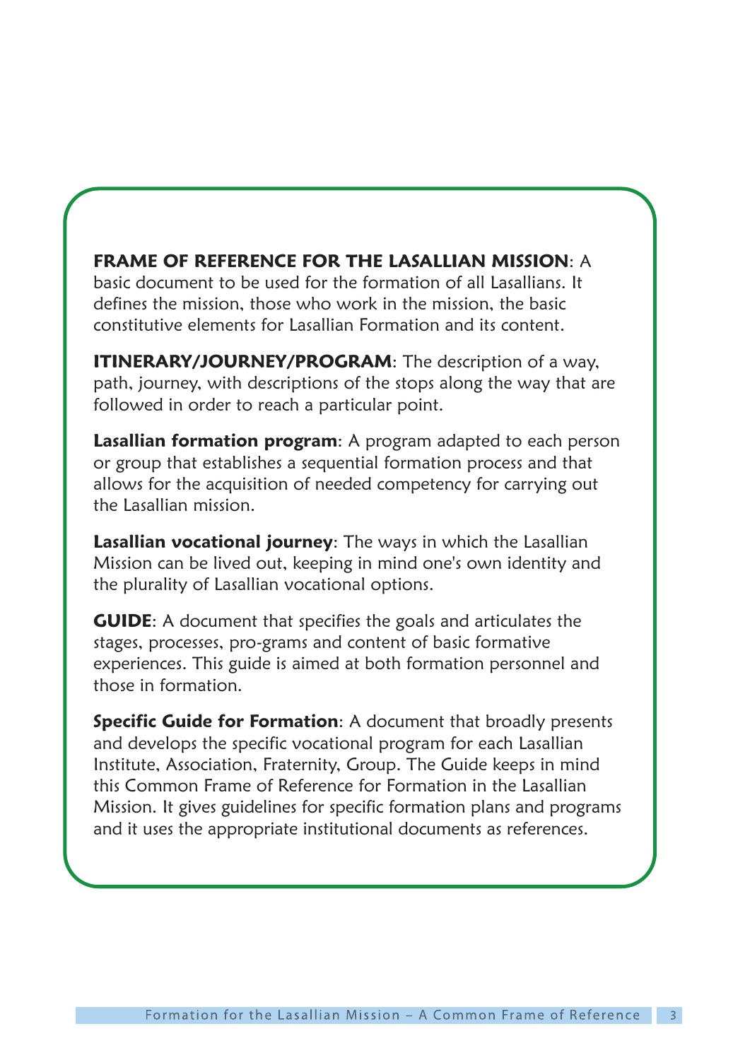**FRAME OF REFERENCE FOR THE LASALLIAN MISSION**: A basic document to be used for the formation of all Lasallians. It defines the mission, those who work in the mission, the basic constitutive elements for Lasallian Formation and its content.

**ITINERARY/JOURNEY/PROGRAM**: The description of a way, path, journey, with descriptions of the stops along the way that are followed in order to reach a particular point.

**Lasallian formation program**: A program adapted to each person or group that establishes a sequential formation process and that allows for the acquisition of needed competency for carrying out the Lasallian mission.

**Lasallian vocational journey**: The ways in which the Lasallian Mission can be lived out, keeping in mind one's own identity and the plurality of Lasallian vocational options.

**GUIDE**: A document that specifies the goals and articulates the stages, processes, pro-grams and content of basic formative experiences. This guide is aimed at both formation personnel and those in formation.

**Specific Guide for Formation**: A document that broadly presents and develops the specific vocational program for each Lasallian Institute, Association, Fraternity, Group. The Guide keeps in mind this Common Frame of Reference for Formation in the Lasallian Mission. It gives guidelines for specific formation plans and programs and it uses the appropriate institutional documents as references.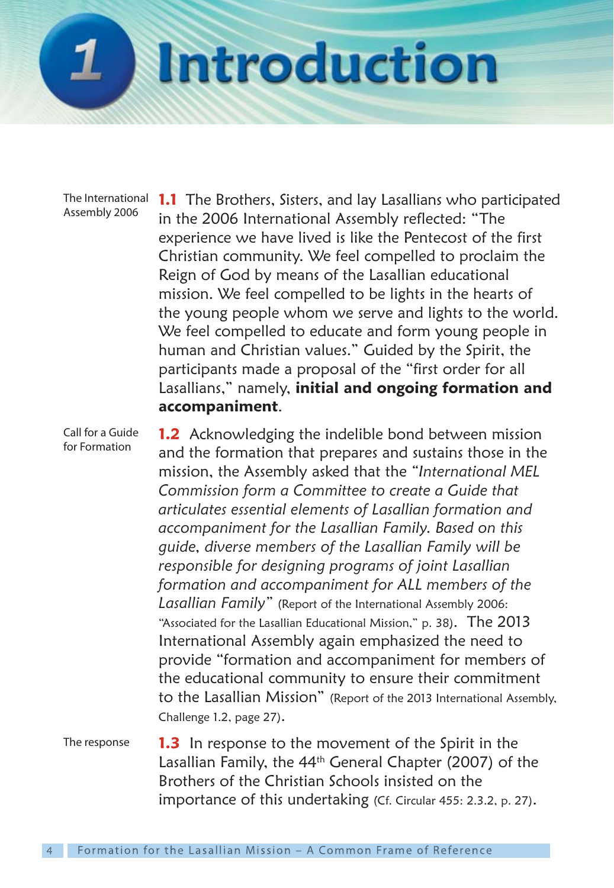# 1 Introduction

The International Assembly 2006

**1.1** The Brothers, Sisters, and lay Lasallians who participated in the 2006 International Assembly reflected: "The experience we have lived is like the Pentecost of the first Christian community. We feel compelled to proclaim the Reign of God by means of the Lasallian educational mission. We feel compelled to be lights in the hearts of the young people whom we serve and lights to the world. We feel compelled to educate and form young people in human and Christian values." Guided by the Spirit, the participants made a proposal of the "first order for all Lasallians," namely, **initial and ongoing formation and accompaniment**.

Call for a Guide for Formation

**1.2** Acknowledging the indelible bond between mission and the formation that prepares and sustains those in the mission, the Assembly asked that the "*International MEL Commission form a Committee to create a Guide that articulates essential elements of Lasallian formation and accompaniment for the Lasallian Family. Based on this guide, diverse members of the Lasallian Family will be responsible for designing programs of joint Lasallian formation and accompaniment for ALL members of the Lasallian Family*" (Report of the International Assembly 2006: "Associated for the Lasallian Educational Mission," p. 38). The 2013 International Assembly again emphasized the need to provide "formation and accompaniment for members of the educational community to ensure their commitment to the Lasallian Mission" (Report of the 2013 International Assembly, Challenge 1.2, page 27).

The response

**1.3** In response to the movement of the Spirit in the Lasallian Family, the 44th General Chapter (2007) of the Brothers of the Christian Schools insisted on the importance of this undertaking (Cf. Circular 455: 2.3.2, p. 27).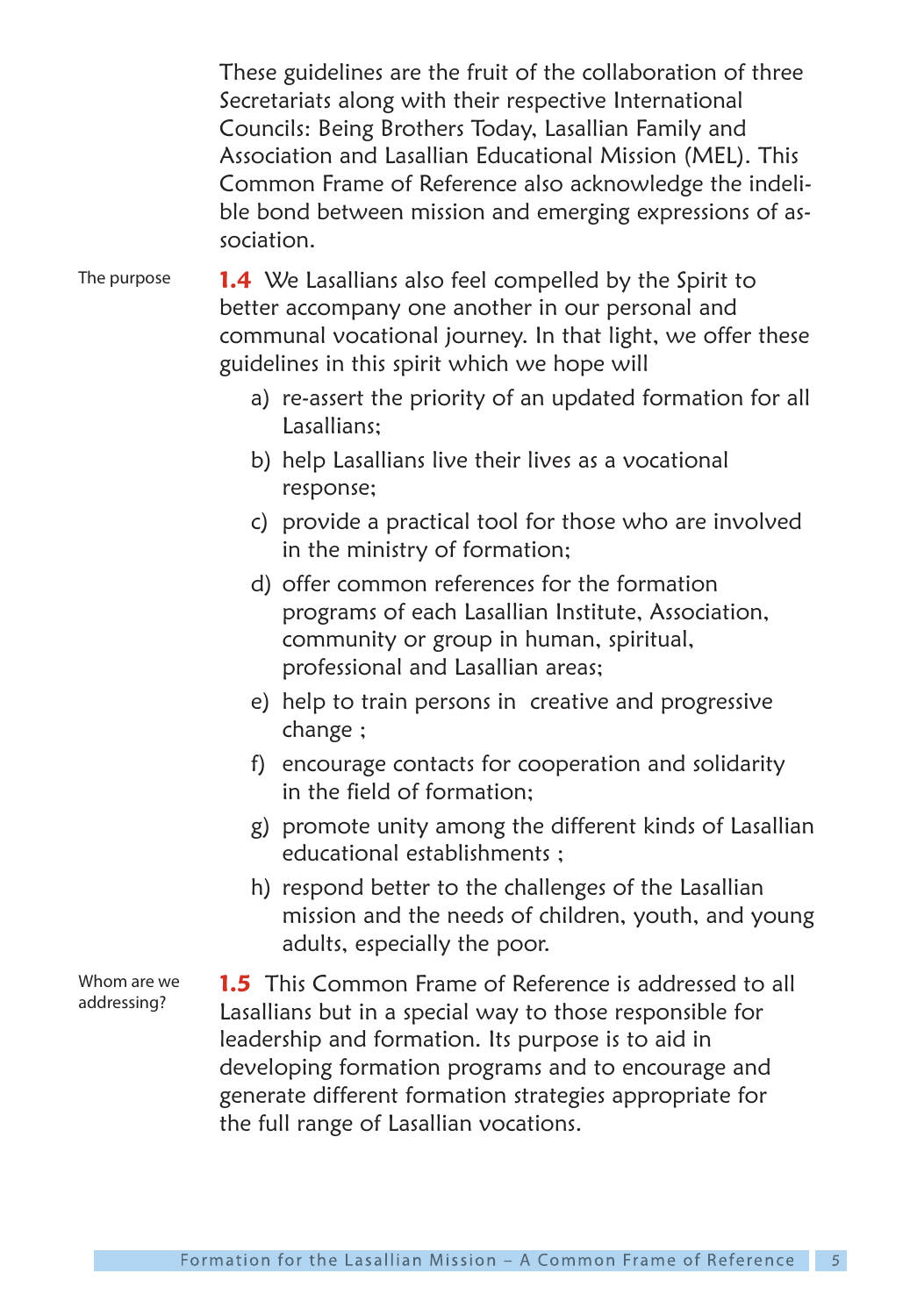These guidelines are the fruit of the collaboration of three Secretariats along with their respective International Councils: Being Brothers Today, Lasallian Family and Association and Lasallian Educational Mission (MEL). This Common Frame of Reference also acknowledge the indelible bond between mission and emerging expressions of association.

*The purpose*

**1.4** We Lasallians also feel compelled by the Spirit to better accompany one another in our personal and communal vocational journey. In that light, we offer these guidelines in this spirit which we hope will

a) re-assert the priority of an updated formation for all Lasallians;

b) help Lasallians live their lives as a vocational response;

c) provide a practical tool for those who are involved in the ministry of formation;

d) offer common references for the formation programs of each Lasallian Institute, Association, community or group in human, spiritual, professional and Lasallian areas;

e) help to train persons in creative and progressive change ;

f) encourage contacts for cooperation and solidarity in the field of formation;

g) promote unity among the different kinds of Lasallian educational establishments ;

h) respond better to the challenges of the Lasallian mission and the needs of children, youth, and young adults, especially the poor.

*Whom are we addressing?*

**1.5** This Common Frame of Reference is addressed to all Lasallians but in a special way to those responsible for leadership and formation. Its purpose is to aid in developing formation programs and to encourage and generate different formation strategies appropriate for the full range of Lasallian vocations.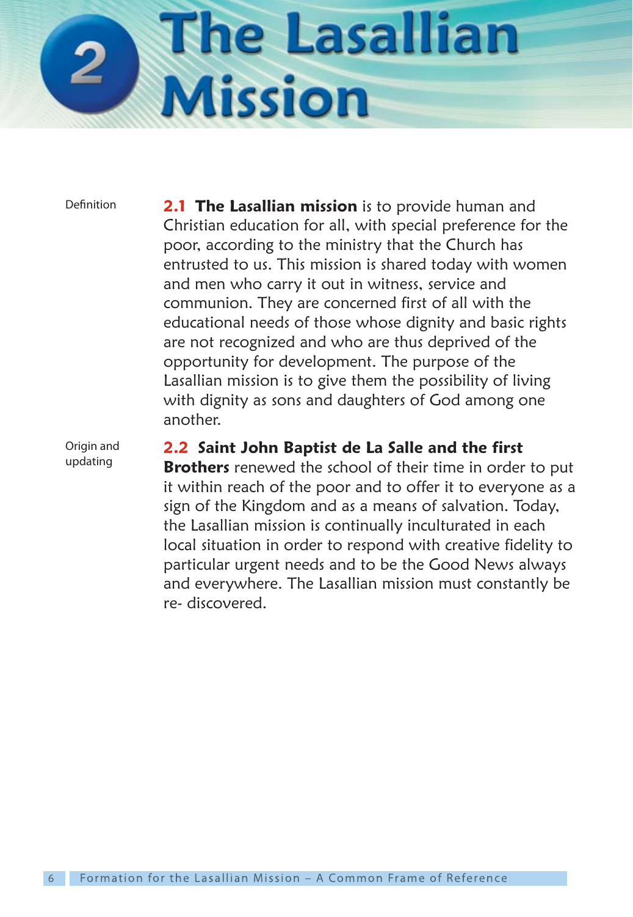# 2 The Lasallian Mission

Definition

**2.1 The Lasallian mission** is to provide human and Christian education for all, with special preference for the poor, according to the ministry that the Church has entrusted to us. This mission is shared today with women and men who carry it out in witness, service and communion. They are concerned first of all with the educational needs of those whose dignity and basic rights are not recognized and who are thus deprived of the opportunity for development. The purpose of the Lasallian mission is to give them the possibility of living with dignity as sons and daughters of God among one another.

Origin and updating

**2.2 Saint John Baptist de La Salle and the first Brothers** renewed the school of their time in order to put it within reach of the poor and to offer it to everyone as a sign of the Kingdom and as a means of salvation. Today, the Lasallian mission is continually inculturated in each local situation in order to respond with creative fidelity to particular urgent needs and to be the Good News always and everywhere. The Lasallian mission must constantly be re- discovered.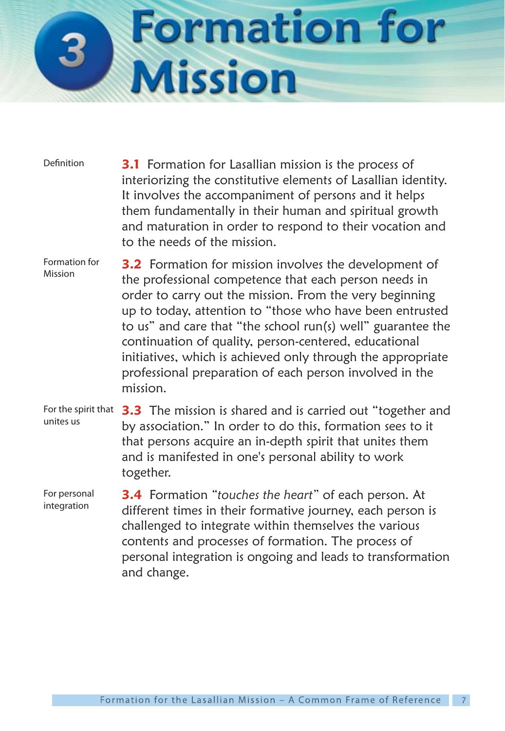# 3 Formation for Mission

Definition

**3.1** Formation for Lasallian mission is the process of interiorizing the constitutive elements of Lasallian identity. It involves the accompaniment of persons and it helps them fundamentally in their human and spiritual growth and maturation in order to respond to their vocation and to the needs of the mission.

Formation for Mission

**3.2** Formation for mission involves the development of the professional competence that each person needs in order to carry out the mission. From the very beginning up to today, attention to "those who have been entrusted to us" and care that "the school run(s) well" guarantee the continuation of quality, person-centered, educational initiatives, which is achieved only through the appropriate professional preparation of each person involved in the mission.

For the spirit that unites us

**3.3** The mission is shared and is carried out "together and by association." In order to do this, formation sees to it that persons acquire an in-depth spirit that unites them and is manifested in one's personal ability to work together.

For personal integration

**3.4** Formation "*touches the heart*" of each person. At different times in their formative journey, each person is challenged to integrate within themselves the various contents and processes of formation. The process of personal integration is ongoing and leads to transformation and change.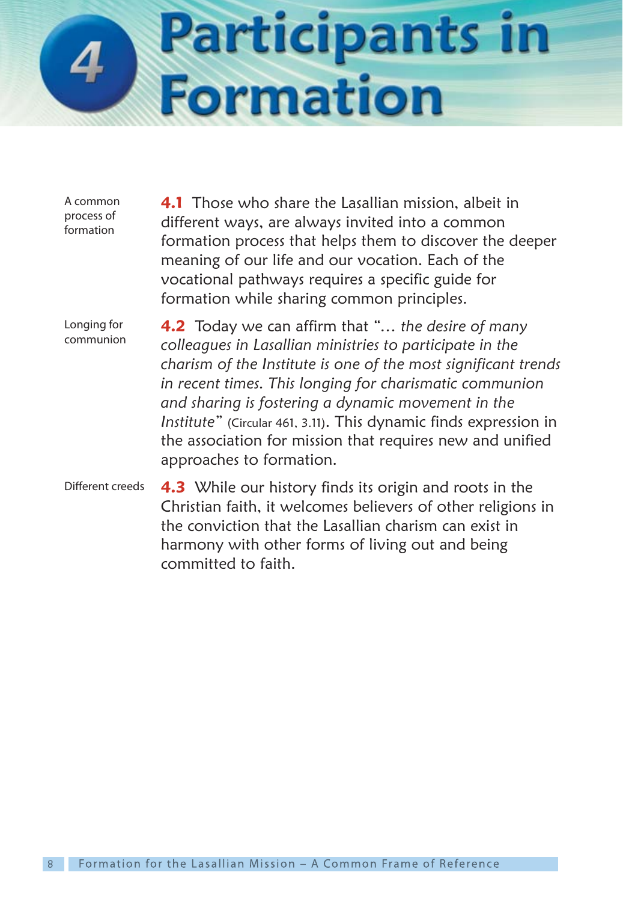# 4 Participants in Formation

A common process of formation

**4.1** Those who share the Lasallian mission, albeit in different ways, are always invited into a common formation process that helps them to discover the deeper meaning of our life and our vocation. Each of the vocational pathways requires a specific guide for formation while sharing common principles.

Longing for communion

**4.2** Today we can affirm that "*... the desire of many colleagues in Lasallian ministries to participate in the charism of the Institute is one of the most significant trends in recent times. This longing for charismatic communion and sharing is fostering a dynamic movement in the Institute*" (Circular 461, 3.11). This dynamic finds expression in the association for mission that requires new and unified approaches to formation.

Different creeds

**4.3** While our history finds its origin and roots in the Christian faith, it welcomes believers of other religions in the conviction that the Lasallian charism can exist in harmony with other forms of living out and being committed to faith.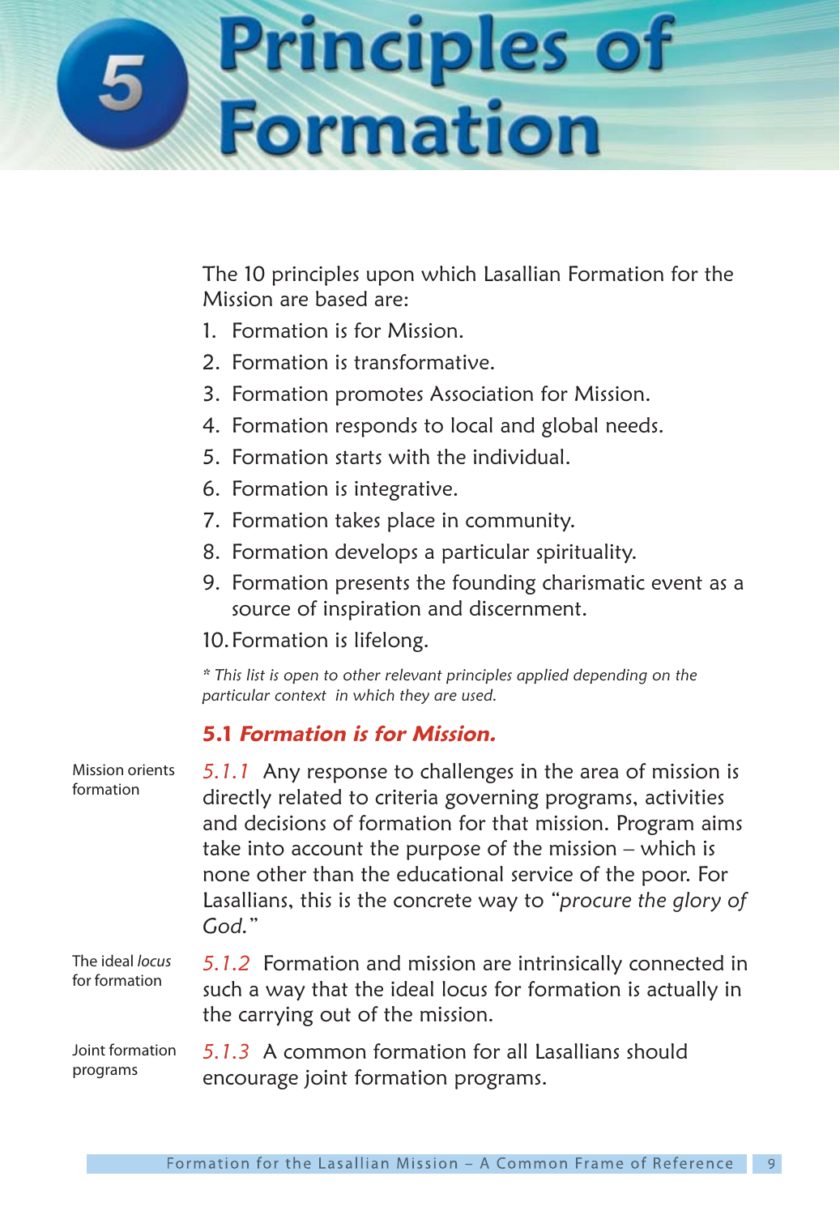# 5 Principles of Formation

The 10 principles upon which Lasallian Formation for the Mission are based are:

1. Formation is for Mission.
2. Formation is transformative.
3. Formation promotes Association for Mission.
4. Formation responds to local and global needs.
5. Formation starts with the individual.
6. Formation is integrative.
7. Formation takes place in community.
8. Formation develops a particular spirituality.
9. Formation presents the founding charismatic event as a source of inspiration and discernment.
10. Formation is lifelong.

*\* This list is open to other relevant principles applied depending on the particular context in which they are used.*

## 5.1 *Formation is for Mission.*

Mission orients formation

*5.1.1* Any response to challenges in the area of mission is directly related to criteria governing programs, activities and decisions of formation for that mission. Program aims take into account the purpose of the mission – which is none other than the educational service of the poor. For Lasallians, this is the concrete way to "*procure the glory of God.*"

The ideal *locus* for formation

*5.1.2* Formation and mission are intrinsically connected in such a way that the ideal locus for formation is actually in the carrying out of the mission.

Joint formation programs

*5.1.3* A common formation for all Lasallians should encourage joint formation programs.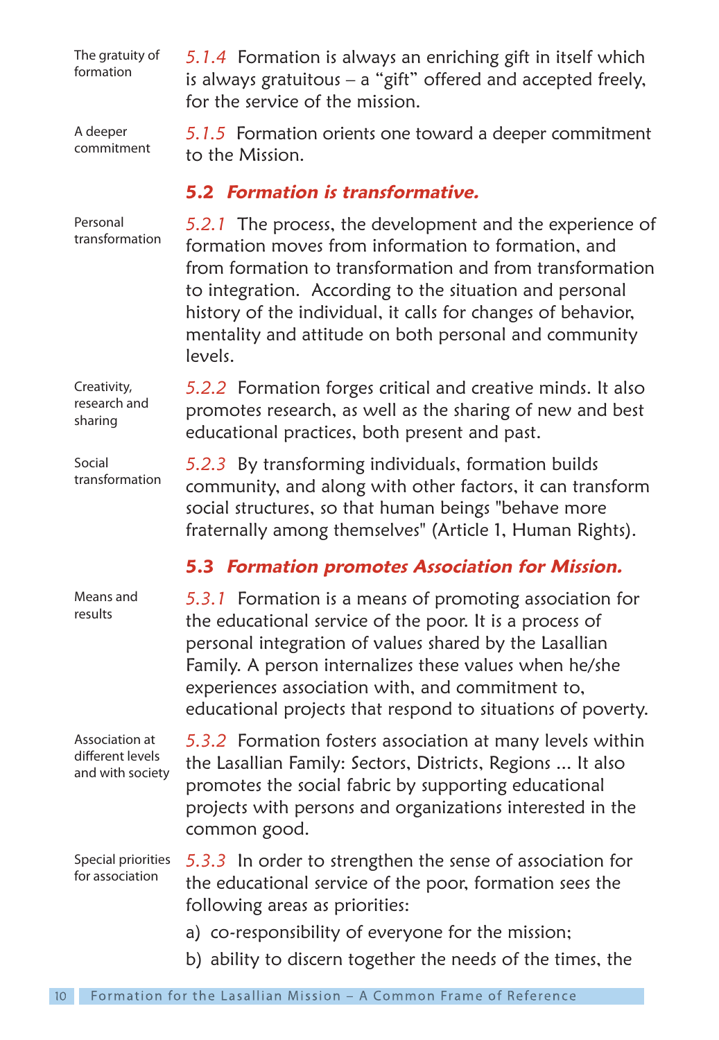The gratuity of formation

*5.1.4* Formation is always an enriching gift in itself which is always gratuitous – a "gift" offered and accepted freely, for the service of the mission.

A deeper commitment

*5.1.5* Formation orients one toward a deeper commitment to the Mission.

## 5.2 *Formation is transformative.*

Personal transformation

*5.2.1* The process, the development and the experience of formation moves from information to formation, and from formation to transformation and from transformation to integration. According to the situation and personal history of the individual, it calls for changes of behavior, mentality and attitude on both personal and community levels.

Creativity, research and sharing

*5.2.2* Formation forges critical and creative minds. It also promotes research, as well as the sharing of new and best educational practices, both present and past.

Social transformation

*5.2.3* By transforming individuals, formation builds community, and along with other factors, it can transform social structures, so that human beings "behave more fraternally among themselves" (Article 1, Human Rights).

## 5.3 *Formation promotes Association for Mission.*

Means and results

*5.3.1* Formation is a means of promoting association for the educational service of the poor. It is a process of personal integration of values shared by the Lasallian Family. A person internalizes these values when he/she experiences association with, and commitment to, educational projects that respond to situations of poverty.

Association at different levels and with society

*5.3.2* Formation fosters association at many levels within the Lasallian Family: Sectors, Districts, Regions ... It also promotes the social fabric by supporting educational projects with persons and organizations interested in the common good.

Special priorities for association

*5.3.3* In order to strengthen the sense of association for the educational service of the poor, formation sees the following areas as priorities:

a) co-responsibility of everyone for the mission;

b) ability to discern together the needs of the times, the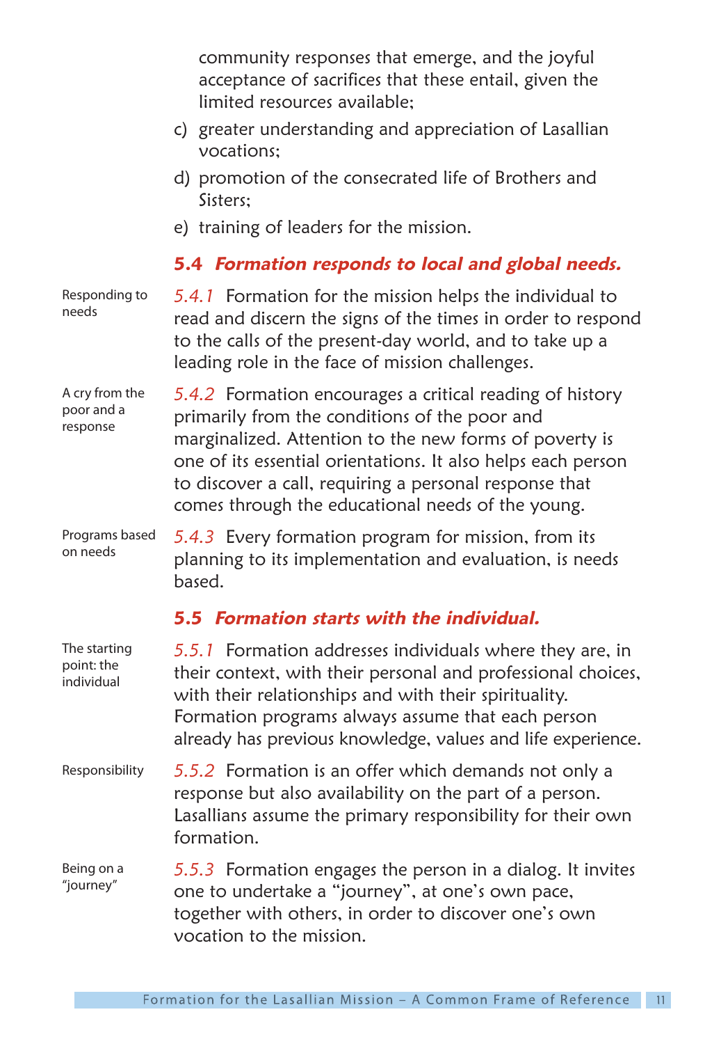community responses that emerge, and the joyful acceptance of sacrifices that these entail, given the limited resources available;

c) greater understanding and appreciation of Lasallian vocations;

d) promotion of the consecrated life of Brothers and Sisters;

e) training of leaders for the mission.

### 5.4 *Formation responds to local and global needs.*

Responding to needs

*5.4.1* Formation for the mission helps the individual to read and discern the signs of the times in order to respond to the calls of the present-day world, and to take up a leading role in the face of mission challenges.

A cry from the poor and a response

*5.4.2* Formation encourages a critical reading of history primarily from the conditions of the poor and marginalized. Attention to the new forms of poverty is one of its essential orientations. It also helps each person to discover a call, requiring a personal response that comes through the educational needs of the young.

Programs based on needs

*5.4.3* Every formation program for mission, from its planning to its implementation and evaluation, is needs based.

### 5.5 *Formation starts with the individual.*

The starting point: the individual

*5.5.1* Formation addresses individuals where they are, in their context, with their personal and professional choices, with their relationships and with their spirituality. Formation programs always assume that each person already has previous knowledge, values and life experience.

Responsibility

*5.5.2* Formation is an offer which demands not only a response but also availability on the part of a person. Lasallians assume the primary responsibility for their own formation.

Being on a "journey"

*5.5.3* Formation engages the person in a dialog. It invites one to undertake a "journey", at one's own pace, together with others, in order to discover one's own vocation to the mission.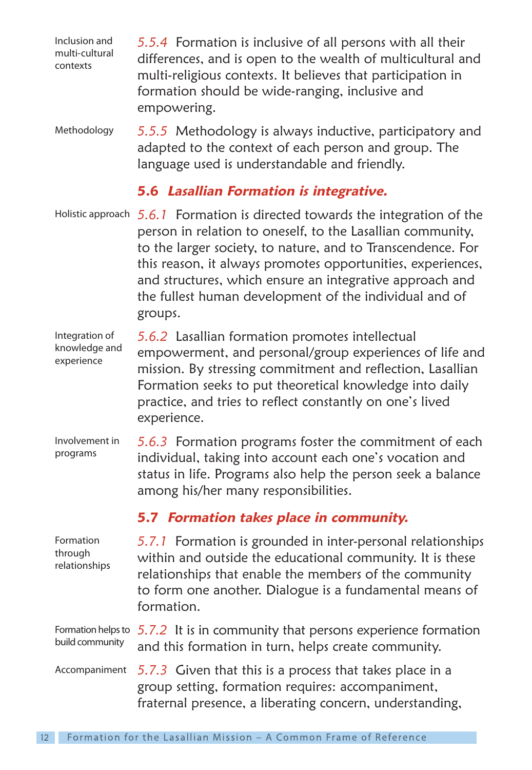Inclusion and multi-cultural contexts

*5.5.4* Formation is inclusive of all persons with all their differences, and is open to the wealth of multicultural and multi-religious contexts. It believes that participation in formation should be wide-ranging, inclusive and empowering.

Methodology

*5.5.5* Methodology is always inductive, participatory and adapted to the context of each person and group. The language used is understandable and friendly.

### 5.6 *Lasallian Formation is integrative.*

Holistic approach

*5.6.1* Formation is directed towards the integration of the person in relation to oneself, to the Lasallian community, to the larger society, to nature, and to Transcendence. For this reason, it always promotes opportunities, experiences, and structures, which ensure an integrative approach and the fullest human development of the individual and of groups.

Integration of knowledge and experience

*5.6.2* Lasallian formation promotes intellectual empowerment, and personal/group experiences of life and mission. By stressing commitment and reflection, Lasallian Formation seeks to put theoretical knowledge into daily practice, and tries to reflect constantly on one's lived experience.

Involvement in programs

*5.6.3* Formation programs foster the commitment of each individual, taking into account each one's vocation and status in life. Programs also help the person seek a balance among his/her many responsibilities.

### 5.7 *Formation takes place in community.*

Formation through relationships

*5.7.1* Formation is grounded in inter-personal relationships within and outside the educational community. It is these relationships that enable the members of the community to form one another. Dialogue is a fundamental means of formation.

Formation helps to build community

*5.7.2* It is in community that persons experience formation and this formation in turn, helps create community.

Accompaniment

*5.7.3* Given that this is a process that takes place in a group setting, formation requires: accompaniment, fraternal presence, a liberating concern, understanding,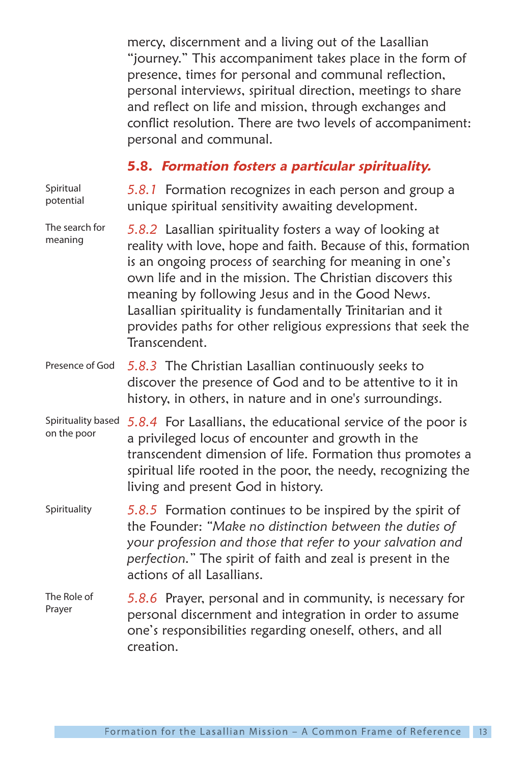mercy, discernment and a living out of the Lasallian "journey." This accompaniment takes place in the form of presence, times for personal and communal reflection, personal interviews, spiritual direction, meetings to share and reflect on life and mission, through exchanges and conflict resolution. There are two levels of accompaniment: personal and communal.

### *5.8. Formation fosters a particular spirituality.*

Spiritual potential

*5.8.1* Formation recognizes in each person and group a unique spiritual sensitivity awaiting development.

The search for meaning

*5.8.2* Lasallian spirituality fosters a way of looking at reality with love, hope and faith. Because of this, formation is an ongoing process of searching for meaning in one's own life and in the mission. The Christian discovers this meaning by following Jesus and in the Good News. Lasallian spirituality is fundamentally Trinitarian and it provides paths for other religious expressions that seek the Transcendent.

Presence of God

*5.8.3* The Christian Lasallian continuously seeks to discover the presence of God and to be attentive to it in history, in others, in nature and in one's surroundings.

Spirituality based on the poor

*5.8.4* For Lasallians, the educational service of the poor is a privileged locus of encounter and growth in the transcendent dimension of life. Formation thus promotes a spiritual life rooted in the poor, the needy, recognizing the living and present God in history.

Spirituality

*5.8.5* Formation continues to be inspired by the spirit of the Founder: *"Make no distinction between the duties of your profession and those that refer to your salvation and perfection."* The spirit of faith and zeal is present in the actions of all Lasallians.

The Role of Prayer

*5.8.6* Prayer, personal and in community, is necessary for personal discernment and integration in order to assume one's responsibilities regarding oneself, others, and all creation.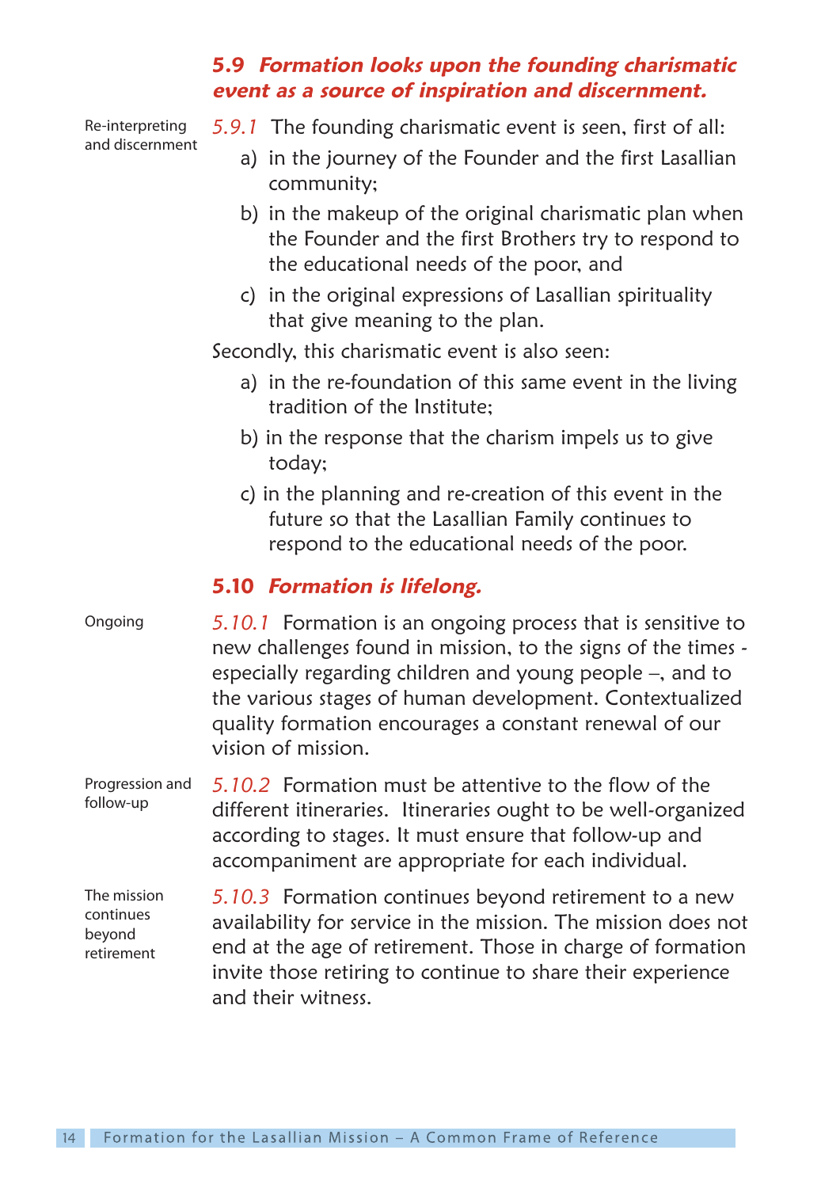### 5.9 *Formation looks upon the founding charismatic event as a source of inspiration and discernment.*

Re-interpreting and discernment

*5.9.1* The founding charismatic event is seen, first of all:

a) in the journey of the Founder and the first Lasallian community;

b) in the makeup of the original charismatic plan when the Founder and the first Brothers try to respond to the educational needs of the poor, and

c) in the original expressions of Lasallian spirituality that give meaning to the plan.

Secondly, this charismatic event is also seen:

a) in the re-foundation of this same event in the living tradition of the Institute;

b) in the response that the charism impels us to give today;

c) in the planning and re-creation of this event in the future so that the Lasallian Family continues to respond to the educational needs of the poor.

### 5.10 *Formation is lifelong.*

Ongoing

*5.10.1* Formation is an ongoing process that is sensitive to new challenges found in mission, to the signs of the times - especially regarding children and young people –, and to the various stages of human development. Contextualized quality formation encourages a constant renewal of our vision of mission.

Progression and follow-up

*5.10.2* Formation must be attentive to the flow of the different itineraries. Itineraries ought to be well-organized according to stages. It must ensure that follow-up and accompaniment are appropriate for each individual.

The mission continues beyond retirement

*5.10.3* Formation continues beyond retirement to a new availability for service in the mission. The mission does not end at the age of retirement. Those in charge of formation invite those retiring to continue to share their experience and their witness.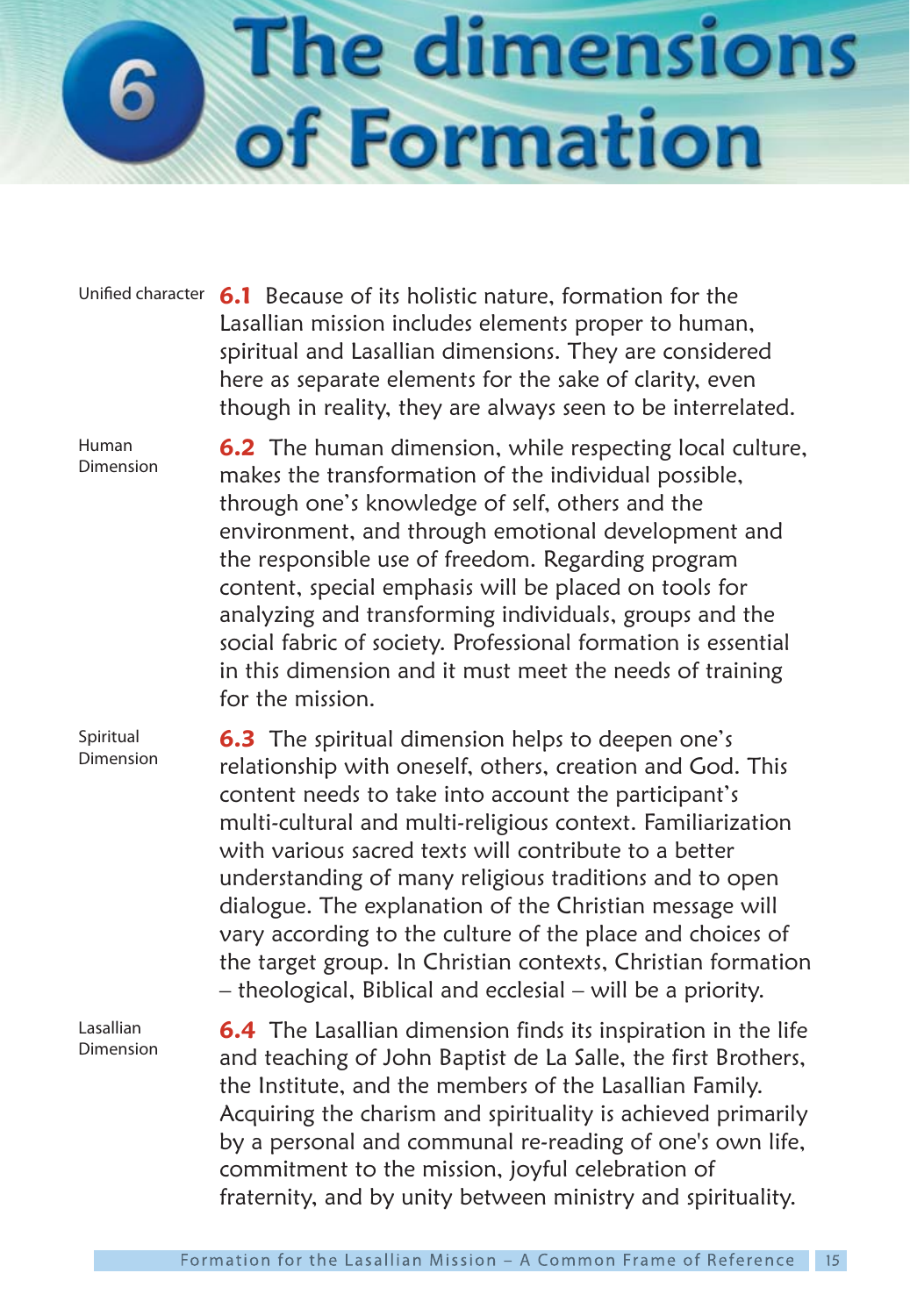# 6 The dimensions of Formation

*Unified character*

**6.1** Because of its holistic nature, formation for the Lasallian mission includes elements proper to human, spiritual and Lasallian dimensions. They are considered here as separate elements for the sake of clarity, even though in reality, they are always seen to be interrelated.

*Human Dimension*

**6.2** The human dimension, while respecting local culture, makes the transformation of the individual possible, through one's knowledge of self, others and the environment, and through emotional development and the responsible use of freedom. Regarding program content, special emphasis will be placed on tools for analyzing and transforming individuals, groups and the social fabric of society. Professional formation is essential in this dimension and it must meet the needs of training for the mission.

*Spiritual Dimension*

**6.3** The spiritual dimension helps to deepen one's relationship with oneself, others, creation and God. This content needs to take into account the participant's multi-cultural and multi-religious context. Familiarization with various sacred texts will contribute to a better understanding of many religious traditions and to open dialogue. The explanation of the Christian message will vary according to the culture of the place and choices of the target group. In Christian contexts, Christian formation – theological, Biblical and ecclesial – will be a priority.

*Lasallian Dimension*

**6.4** The Lasallian dimension finds its inspiration in the life and teaching of John Baptist de La Salle, the first Brothers, the Institute, and the members of the Lasallian Family. Acquiring the charism and spirituality is achieved primarily by a personal and communal re-reading of one's own life, commitment to the mission, joyful celebration of fraternity, and by unity between ministry and spirituality.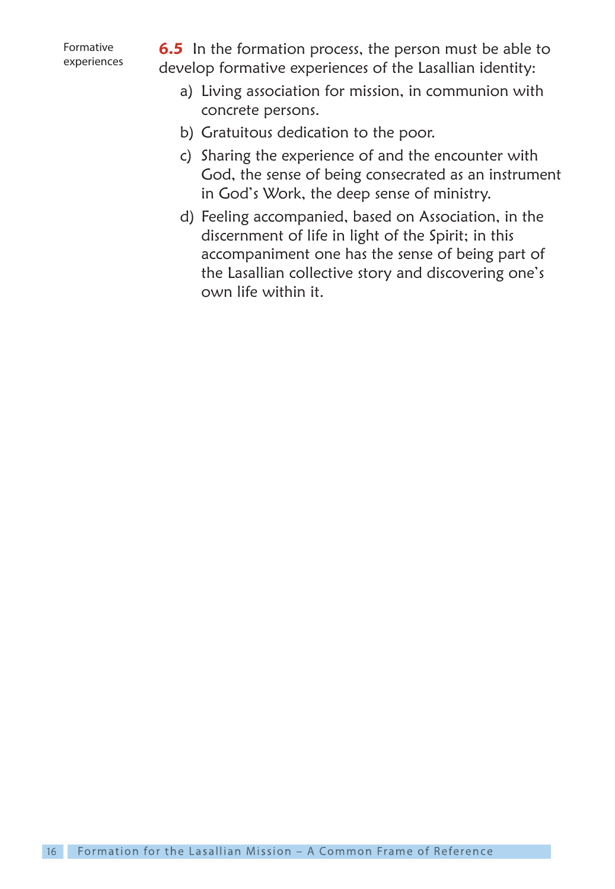Formative experiences

**6.5** In the formation process, the person must be able to develop formative experiences of the Lasallian identity:

a) Living association for mission, in communion with concrete persons.

b) Gratuitous dedication to the poor.

c) Sharing the experience of and the encounter with God, the sense of being consecrated as an instrument in God's Work, the deep sense of ministry.

d) Feeling accompanied, based on Association, in the discernment of life in light of the Spirit; in this accompaniment one has the sense of being part of the Lasallian collective story and discovering one's own life within it.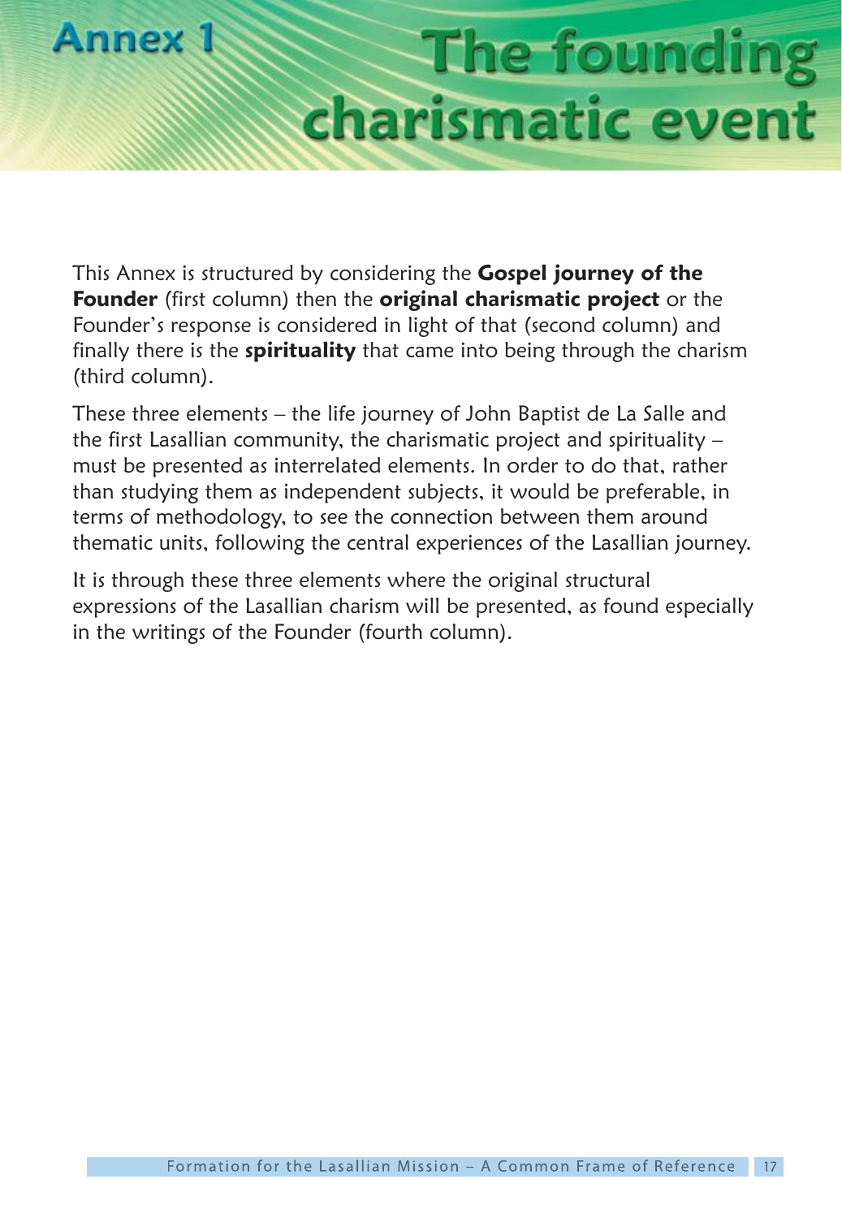# Annex 1

# The founding charismatic event

This Annex is structured by considering the **Gospel journey of the Founder** (first column) then the **original charismatic project** or the Founder's response is considered in light of that (second column) and finally there is the **spirituality** that came into being through the charism (third column).

These three elements – the life journey of John Baptist de La Salle and the first Lasallian community, the charismatic project and spirituality – must be presented as interrelated elements. In order to do that, rather than studying them as independent subjects, it would be preferable, in terms of methodology, to see the connection between them around thematic units, following the central experiences of the Lasallian journey.

It is through these three elements where the original structural expressions of the Lasallian charism will be presented, as found especially in the writings of the Founder (fourth column).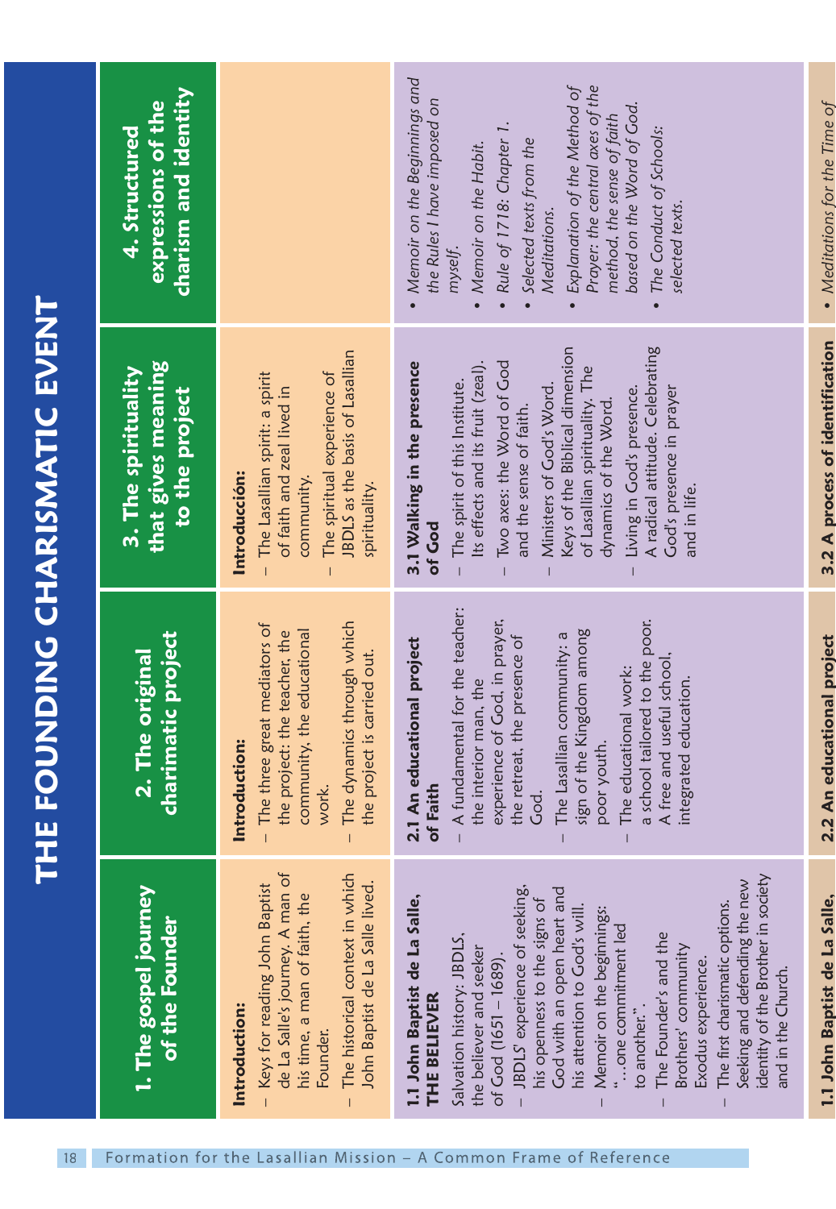# THE FOUNDING CHARISMATIC EVENT

| 1. The gospel journey of the Founder | 2. The original charimatic project | 3. The spirituality that gives meaning to the project | 4. Structured expressions of the charism and identity |
|---|---|---|---|
| **Introduction:**<br>– Keys for reading John Baptist de La Salle's journey. A man of his time, a man of faith, the Founder.<br>– The historical context in which John Baptist de La Salle lived. | **Introduction:**<br>– The three great mediators of the project: the teacher, the community, the educational work.<br>– The dynamics through which the project is carried out. | **Introducción:**<br>– The Lasallian spirit: a spirit of faith and zeal lived in community.<br>– The spiritual experience of JBDLS as the basis of Lasallian spirituality. | |
| **1.1 John Baptist de La Salle, THE BELIEVER**<br>Salvation history: JBDLS, the believer and seeker of God (1651 – 1689).<br>– JBDLS' experience of seeking, his openness to the signs of God with an open heart and his attention to God's will.<br>– Memoir on the beginnings: "…one commitment led to another.".<br>– The Founder's and the Brothers' community Exodus experience.<br>– The first charismatic options. Seeking and defending the new identity of the Brother in society and in the Church. | **2.1 An educational project of Faith**<br>– A fundamental for the teacher: the interior man, the experience of God, in prayer, the retreat, the presence of God.<br>– The Lasallian community: a sign of the Kingdom among poor youth.<br>– The educational work: a school tailored to the poor. A free and useful school, integrated education. | **3.1 Walking in the presence of God**<br>– The spirit of this Institute. Its effects and its fruit (zeal).<br>– Two axes: the Word of God and the sense of faith.<br>– Ministers of God's Word. Keys of the Biblical dimension of Lasallian spirituality. The dynamics of the Word.<br>– Living in God's presence. A radical attitude. Celebrating God's presence in prayer and in life. | • *Memoir on the Beginnings and the Rules I have imposed on myself.*<br>• *Memoir on the Habit.*<br>• *Rule of 1718: Chapter 1.*<br>• *Selected texts from the Meditations.*<br>• *Explanation of the Method of Prayer: the central axes of the method, the sense of faith based on the Word of God.*<br>• *The Conduct of Schools: selected texts.* |
| **1.1 John Baptist de La Salle,** | **2.2 An educational project** | **3.2 A process of identification** | • *Meditations for the Time of* |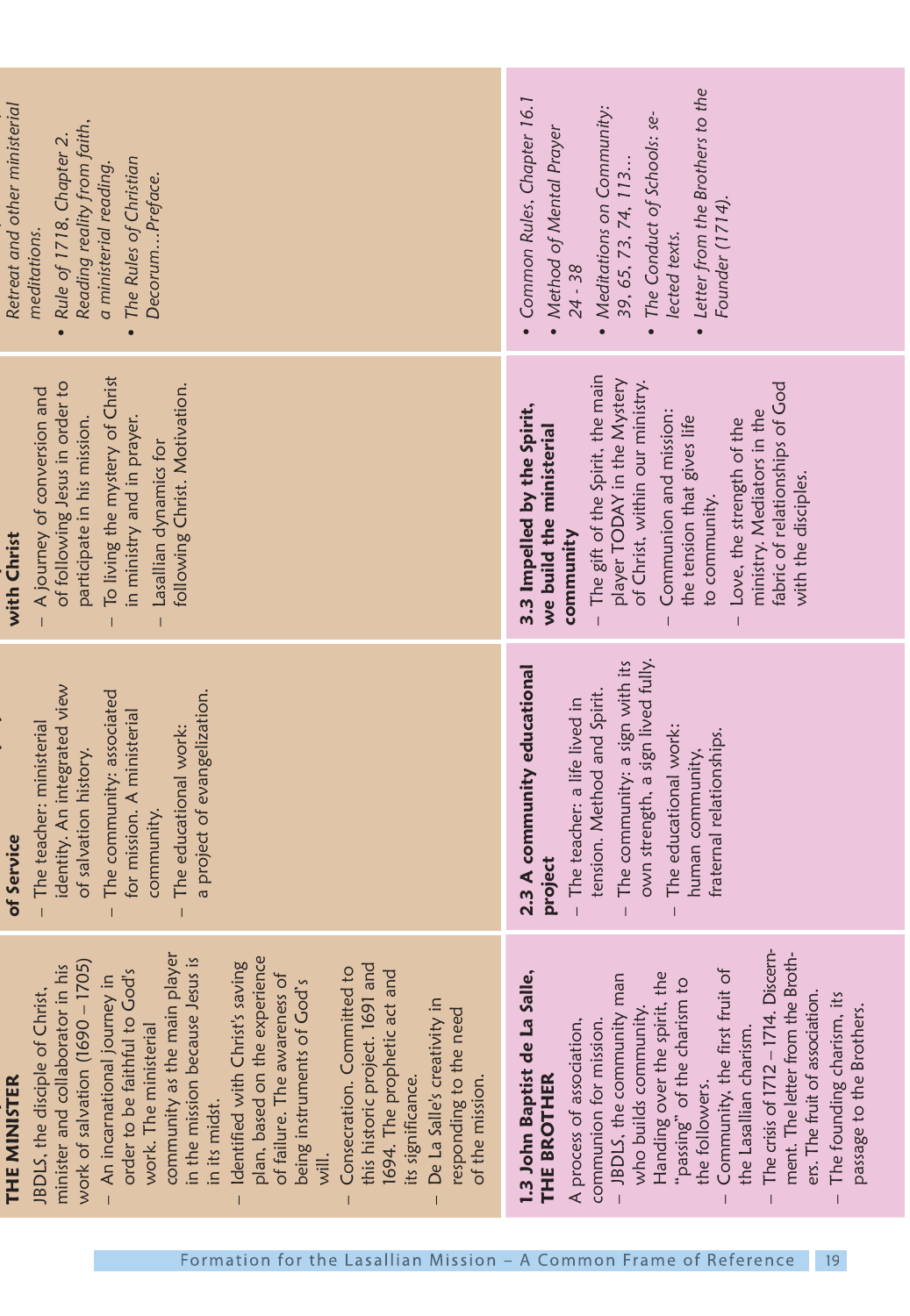| | | | |
|---|---|---|---|
| **THE MINISTER**<br>JBDLS, the disciple of Christ, minister and collaborator in his work of salvation (1690 – 1705)<br>– An incarnational journey in order to be faithful to God's work. The ministerial community as the main player in the mission because Jesus is in its midst.<br>– Identified with Christ's saving plan, based on the experience of failure. The awareness of being instruments of God's will.<br>– Consecration. Committed to this historic project. 1691 and 1694. The prophetic act and its significance.<br>– De La Salle's creativity in responding to the need of the mission. | **of Service**<br>– The teacher: ministerial identity. An integrated view of salvation history.<br>– The community: associated for mission. A ministerial community.<br>– The educational work: a project of evangelization. | **with Christ**<br>– A journey of conversion and of following Jesus in order to participate in his mission.<br>– To living the mystery of Christ in ministry and in prayer.<br>– Lasallian dynamics for following Christ. Motivation. | *Retreat and other ministerial meditations.*<br>• *Rule of 1718, Chapter 2. Reading reality from faith, a ministerial reading.*<br>• *The Rules of Christian Decorum…Preface.* |
| **1.3 John Baptist de La Salle, THE BROTHER**<br>A process of association, communion for mission.<br>– JBDLS, the community man who builds community. Handing over the spirit, the "passing" of the charism to the followers.<br>– Community, the first fruit of the Lasallian charism.<br>– The crisis of 1712 –1714. Discernment. The letter from the Brothers. The fruit of association.<br>– The founding charism, its passage to the Brothers. | **2.3 A community educational project**<br>– The teacher: a life lived in tension. Method and Spirit.<br>– The community: a sign with its own strength, a sign lived fully.<br>– The educational work: human community, fraternal relationships. | **3.3 Impelled by the Spirit, we build the ministerial community**<br>– The gift of the Spirit, the main player TODAY in the Mystery of Christ, within our ministry.<br>– Communion and mission: the tension that gives life to community.<br>– Love, the strength of the ministry. Mediators in the fabric of relationships of God with the disciples. | • *Common Rules, Chapter 16.1*<br>• *Method of Mental Prayer 24 - 38*<br>• *Meditations on Community: 39, 65, 73, 74, 113…*<br>• *The Conduct of Schools: selected texts.*<br>• *Letter from the Brothers to the Founder (1714).* |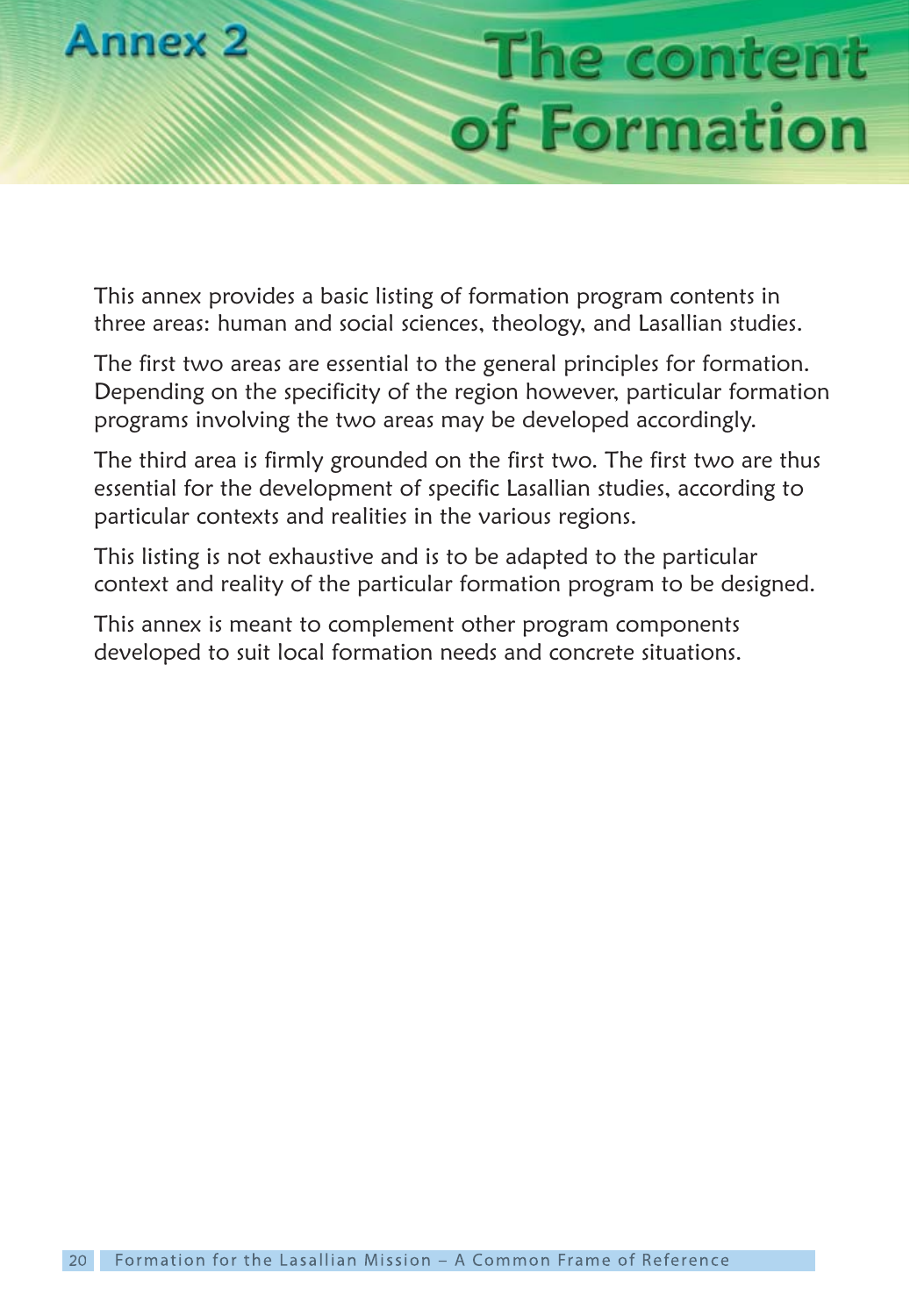# Annex 2

# The content of Formation

This annex provides a basic listing of formation program contents in three areas: human and social sciences, theology, and Lasallian studies.

The first two areas are essential to the general principles for formation. Depending on the specificity of the region however, particular formation programs involving the two areas may be developed accordingly.

The third area is firmly grounded on the first two. The first two are thus essential for the development of specific Lasallian studies, according to particular contexts and realities in the various regions.

This listing is not exhaustive and is to be adapted to the particular context and reality of the particular formation program to be designed.

This annex is meant to complement other program components developed to suit local formation needs and concrete situations.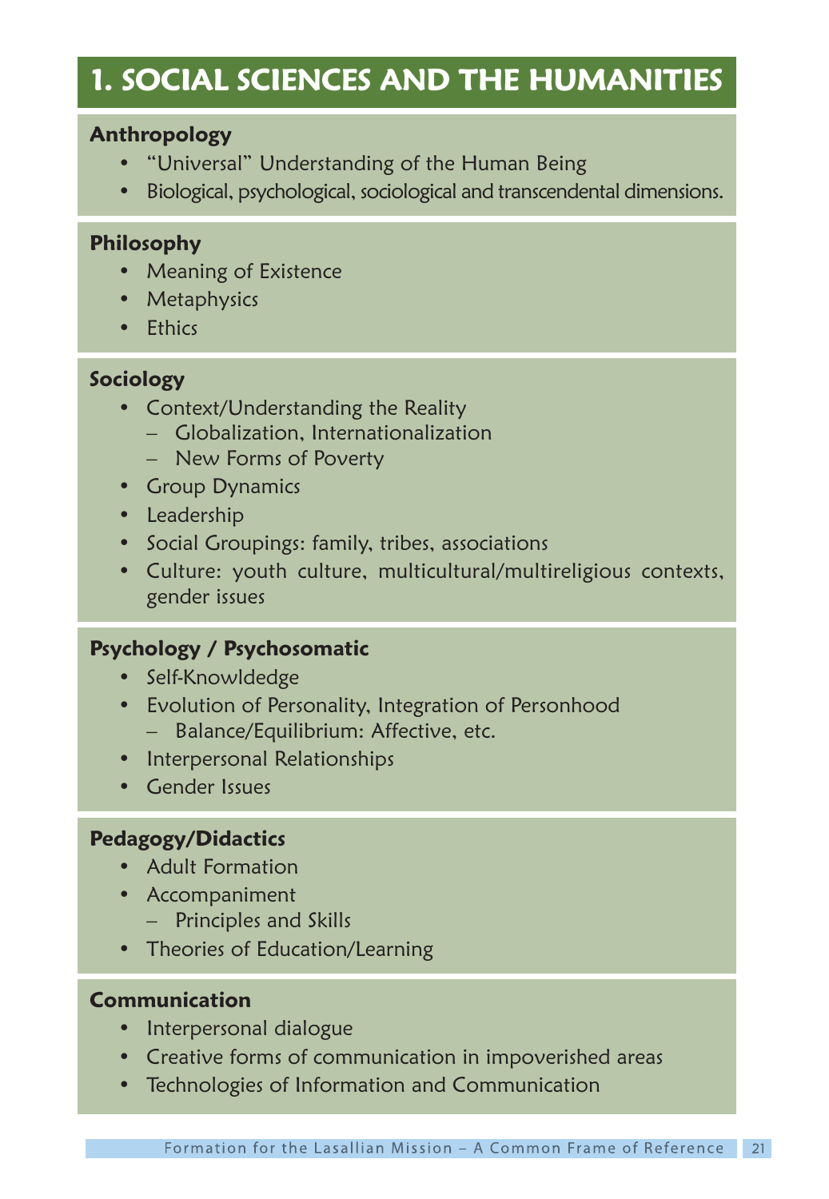# 1. SOCIAL SCIENCES AND THE HUMANITIES

### Anthropology

- "Universal" Understanding of the Human Being
- Biological, psychological, sociological and transcendental dimensions.

### Philosophy

- Meaning of Existence
- Metaphysics
- Ethics

### Sociology

- Context/Understanding the Reality
  - Globalization, Internationalization
  - New Forms of Poverty
- Group Dynamics
- Leadership
- Social Groupings: family, tribes, associations
- Culture: youth culture, multicultural/multireligious contexts, gender issues

### Psychology / Psychosomatic

- Self-Knowldedge
- Evolution of Personality, Integration of Personhood
  - Balance/Equilibrium: Affective, etc.
- Interpersonal Relationships
- Gender Issues

### Pedagogy/Didactics

- Adult Formation
- Accompaniment
  - Principles and Skills
- Theories of Education/Learning

### Communication

- Interpersonal dialogue
- Creative forms of communication in impoverished areas
- Technologies of Information and Communication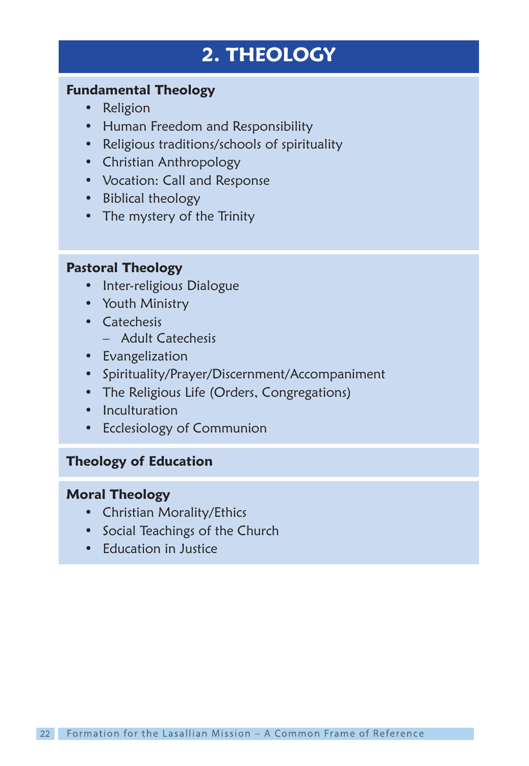# 2. THEOLOGY

### Fundamental Theology

- Religion
- Human Freedom and Responsibility
- Religious traditions/schools of spirituality
- Christian Anthropology
- Vocation: Call and Response
- Biblical theology
- The mystery of the Trinity

### Pastoral Theology

- Inter-religious Dialogue
- Youth Ministry
- Catechesis
  - Adult Catechesis
- Evangelization
- Spirituality/Prayer/Discernment/Accompaniment
- The Religious Life (Orders, Congregations)
- Inculturation
- Ecclesiology of Communion

### Theology of Education

### Moral Theology

- Christian Morality/Ethics
- Social Teachings of the Church
- Education in Justice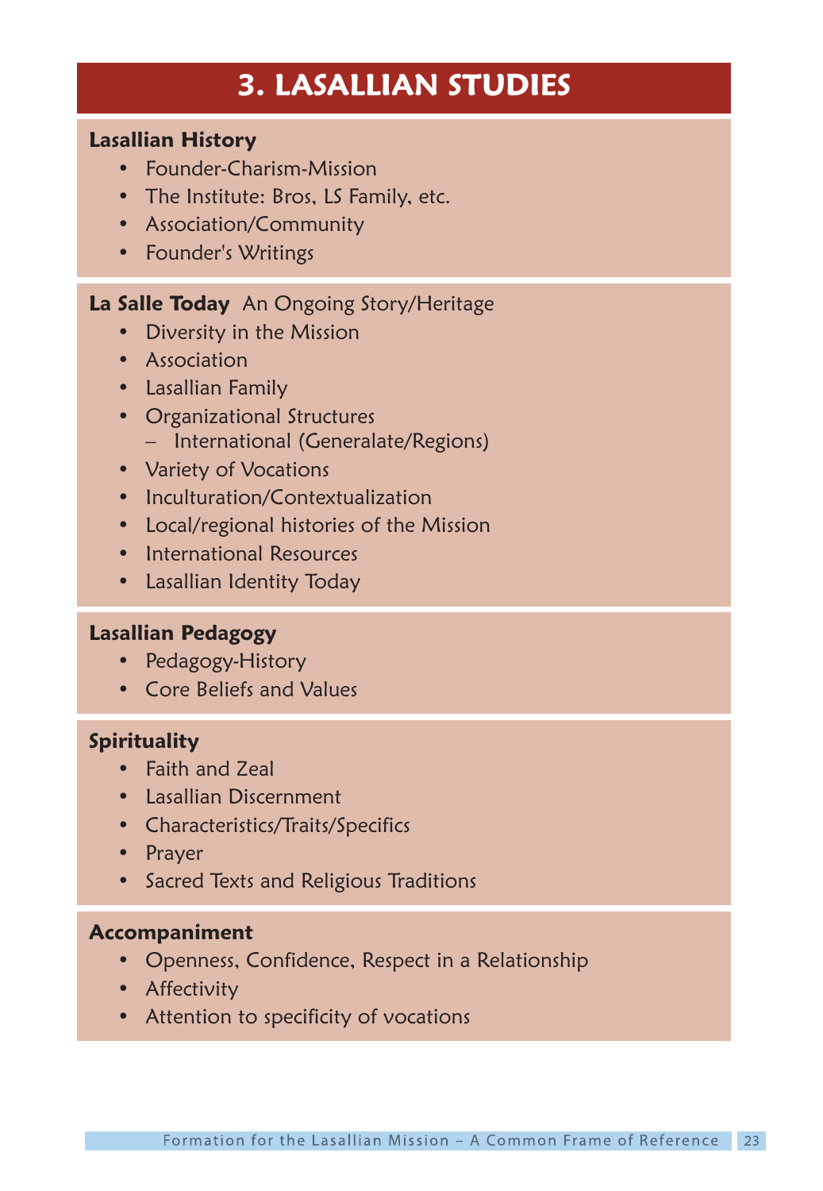# 3. LASALLIAN STUDIES

**Lasallian History**

- Founder-Charism-Mission
- The Institute: Bros, LS Family, etc.
- Association/Community
- Founder's Writings

**La Salle Today** An Ongoing Story/Heritage

- Diversity in the Mission
- Association
- Lasallian Family
- Organizational Structures
  - International (Generalate/Regions)
- Variety of Vocations
- Inculturation/Contextualization
- Local/regional histories of the Mission
- International Resources
- Lasallian Identity Today

**Lasallian Pedagogy**

- Pedagogy-History
- Core Beliefs and Values

**Spirituality**

- Faith and Zeal
- Lasallian Discernment
- Characteristics/Traits/Specifics
- Prayer
- Sacred Texts and Religious Traditions

**Accompaniment**

- Openness, Confidence, Respect in a Relationship
- Affectivity
- Attention to specificity of vocations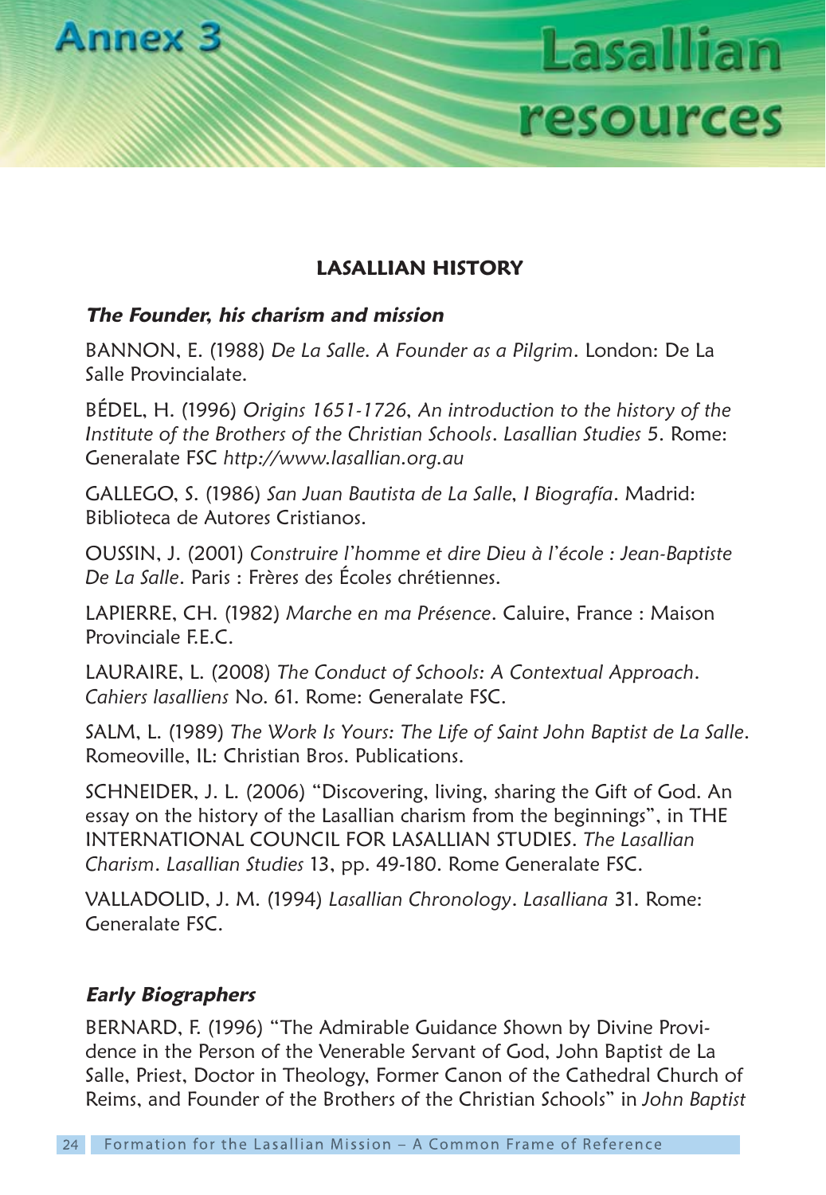# Annex 3 Lasallian resources

## LASALLIAN HISTORY

### *The Founder, his charism and mission*

BANNON, E. (1988) *De La Salle. A Founder as a Pilgrim*. London: De La Salle Provincialate.

BÉDEL, H. (1996) *Origins 1651-1726, An introduction to the history of the Institute of the Brothers of the Christian Schools*. *Lasallian Studies* 5. Rome: Generalate FSC *http://www.lasallian.org.au*

GALLEGO, S. (1986) *San Juan Bautista de La Salle, I Biografía*. Madrid: Biblioteca de Autores Cristianos.

OUSSIN, J. (2001) *Construire l'homme et dire Dieu à l'école : Jean-Baptiste De La Salle*. Paris : Frères des Écoles chrétiennes.

LAPIERRE, CH. (1982) *Marche en ma Présence*. Caluire, France : Maison Provinciale F.E.C.

LAURAIRE, L. (2008) *The Conduct of Schools: A Contextual Approach*. *Cahiers lasalliens* No. 61. Rome: Generalate FSC.

SALM, L. (1989) *The Work Is Yours: The Life of Saint John Baptist de La Salle*. Romeoville, IL: Christian Bros. Publications.

SCHNEIDER, J. L. (2006) "Discovering, living, sharing the Gift of God. An essay on the history of the Lasallian charism from the beginnings", in THE INTERNATIONAL COUNCIL FOR LASALLIAN STUDIES. *The Lasallian Charism*. *Lasallian Studies* 13, pp. 49-180. Rome Generalate FSC.

VALLADOLID, J. M. (1994) *Lasallian Chronology*. *Lasalliana* 31. Rome: Generalate FSC.

### *Early Biographers*

BERNARD, F. (1996) "The Admirable Guidance Shown by Divine Providence in the Person of the Venerable Servant of God, John Baptist de La Salle, Priest, Doctor in Theology, Former Canon of the Cathedral Church of Reims, and Founder of the Brothers of the Christian Schools" in *John Baptist*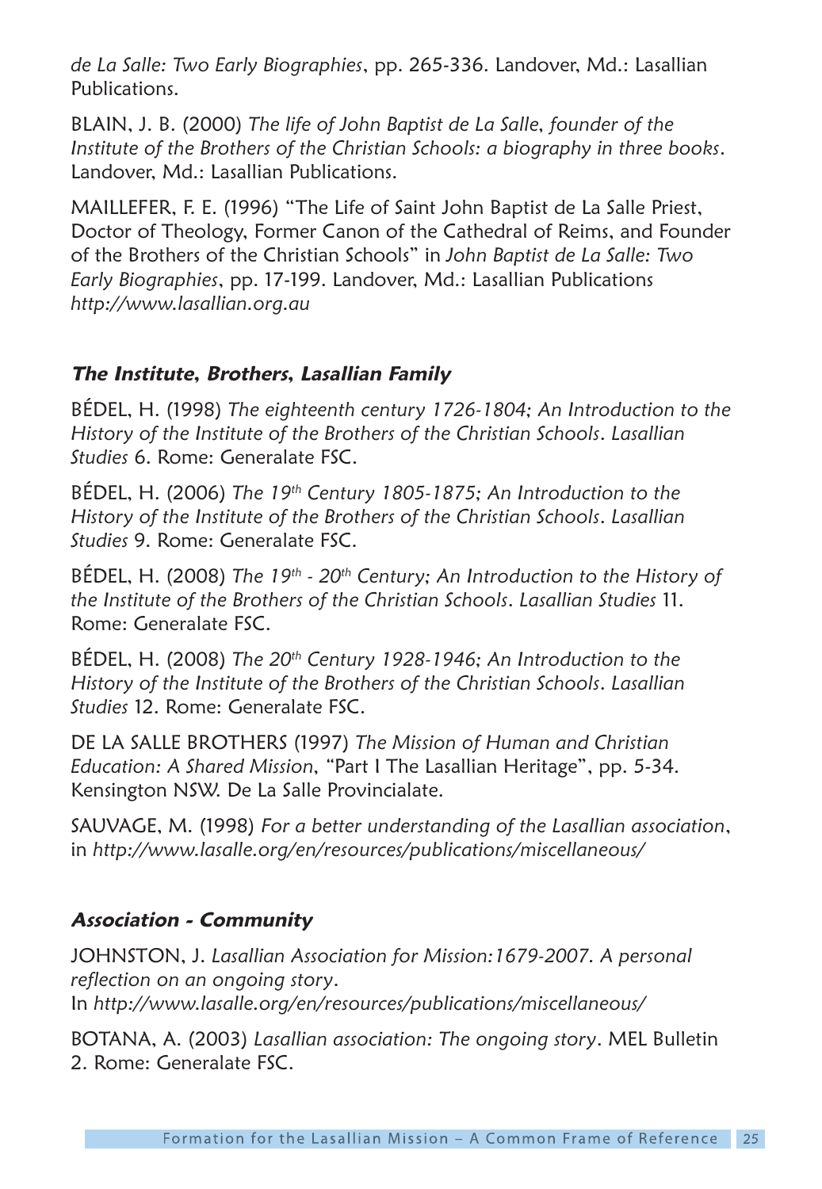*de La Salle: Two Early Biographies*, pp. 265-336. Landover, Md.: Lasallian Publications.

BLAIN, J. B. (2000) *The life of John Baptist de La Salle, founder of the Institute of the Brothers of the Christian Schools: a biography in three books*. Landover, Md.: Lasallian Publications.

MAILLEFER, F. E. (1996) "The Life of Saint John Baptist de La Salle Priest, Doctor of Theology, Former Canon of the Cathedral of Reims, and Founder of the Brothers of the Christian Schools" in *John Baptist de La Salle: Two Early Biographies*, pp. 17-199. Landover, Md.: Lasallian Publications *http://www.lasallian.org.au*

### *The Institute, Brothers, Lasallian Family*

BÉDEL, H. (1998) *The eighteenth century 1726-1804; An Introduction to the History of the Institute of the Brothers of the Christian Schools. Lasallian Studies* 6. Rome: Generalate FSC.

BÉDEL, H. (2006) *The 19th Century 1805-1875; An Introduction to the History of the Institute of the Brothers of the Christian Schools. Lasallian Studies* 9. Rome: Generalate FSC.

BÉDEL, H. (2008) *The 19th - 20th Century; An Introduction to the History of the Institute of the Brothers of the Christian Schools. Lasallian Studies* 11. Rome: Generalate FSC.

BÉDEL, H. (2008) *The 20th Century 1928-1946; An Introduction to the History of the Institute of the Brothers of the Christian Schools. Lasallian Studies* 12. Rome: Generalate FSC.

DE LA SALLE BROTHERS (1997) *The Mission of Human and Christian Education: A Shared Mission*, "Part I The Lasallian Heritage", pp. 5-34. Kensington NSW. De La Salle Provincialate.

SAUVAGE, M. (1998) *For a better understanding of the Lasallian association*, in *http://www.lasalle.org/en/resources/publications/miscellaneous/*

### *Association - Community*

JOHNSTON, J. *Lasallian Association for Mission:1679-2007. A personal reflection on an ongoing story*.
In *http://www.lasalle.org/en/resources/publications/miscellaneous/*

BOTANA, A. (2003) *Lasallian association: The ongoing story*. MEL Bulletin 2. Rome: Generalate FSC.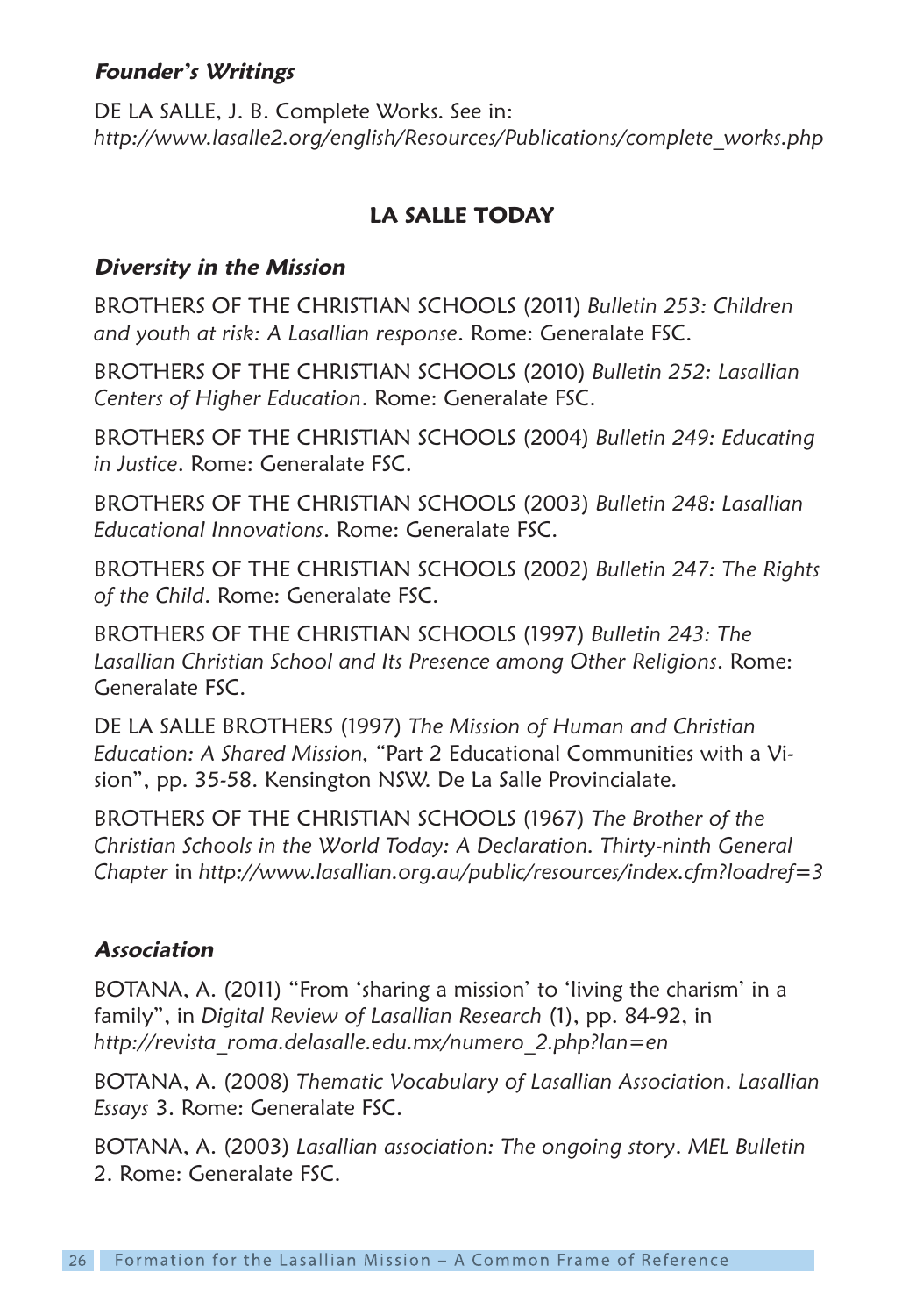### *Founder's Writings*

DE LA SALLE, J. B. Complete Works. See in: *http://www.lasalle2.org/english/Resources/Publications/complete_works.php*

## LA SALLE TODAY

### *Diversity in the Mission*

BROTHERS OF THE CHRISTIAN SCHOOLS (2011) *Bulletin 253: Children and youth at risk: A Lasallian response*. Rome: Generalate FSC.

BROTHERS OF THE CHRISTIAN SCHOOLS (2010) *Bulletin 252: Lasallian Centers of Higher Education*. Rome: Generalate FSC.

BROTHERS OF THE CHRISTIAN SCHOOLS (2004) *Bulletin 249: Educating in Justice*. Rome: Generalate FSC.

BROTHERS OF THE CHRISTIAN SCHOOLS (2003) *Bulletin 248: Lasallian Educational Innovations*. Rome: Generalate FSC.

BROTHERS OF THE CHRISTIAN SCHOOLS (2002) *Bulletin 247: The Rights of the Child*. Rome: Generalate FSC.

BROTHERS OF THE CHRISTIAN SCHOOLS (1997) *Bulletin 243: The Lasallian Christian School and Its Presence among Other Religions*. Rome: Generalate FSC.

DE LA SALLE BROTHERS (1997) *The Mission of Human and Christian Education: A Shared Mission*, "Part 2 Educational Communities with a Vision", pp. 35-58. Kensington NSW. De La Salle Provincialate.

BROTHERS OF THE CHRISTIAN SCHOOLS (1967) *The Brother of the Christian Schools in the World Today: A Declaration. Thirty-ninth General Chapter* in *http://www.lasallian.org.au/public/resources/index.cfm?loadref=3*

### *Association*

BOTANA, A. (2011) "From 'sharing a mission' to 'living the charism' in a family", in *Digital Review of Lasallian Research* (1), pp. 84-92, in *http://revista_roma.delasalle.edu.mx/numero_2.php?lan=en*

BOTANA, A. (2008) *Thematic Vocabulary of Lasallian Association*. *Lasallian Essays* 3. Rome: Generalate FSC.

BOTANA, A. (2003) *Lasallian association: The ongoing story*. *MEL Bulletin* 2. Rome: Generalate FSC.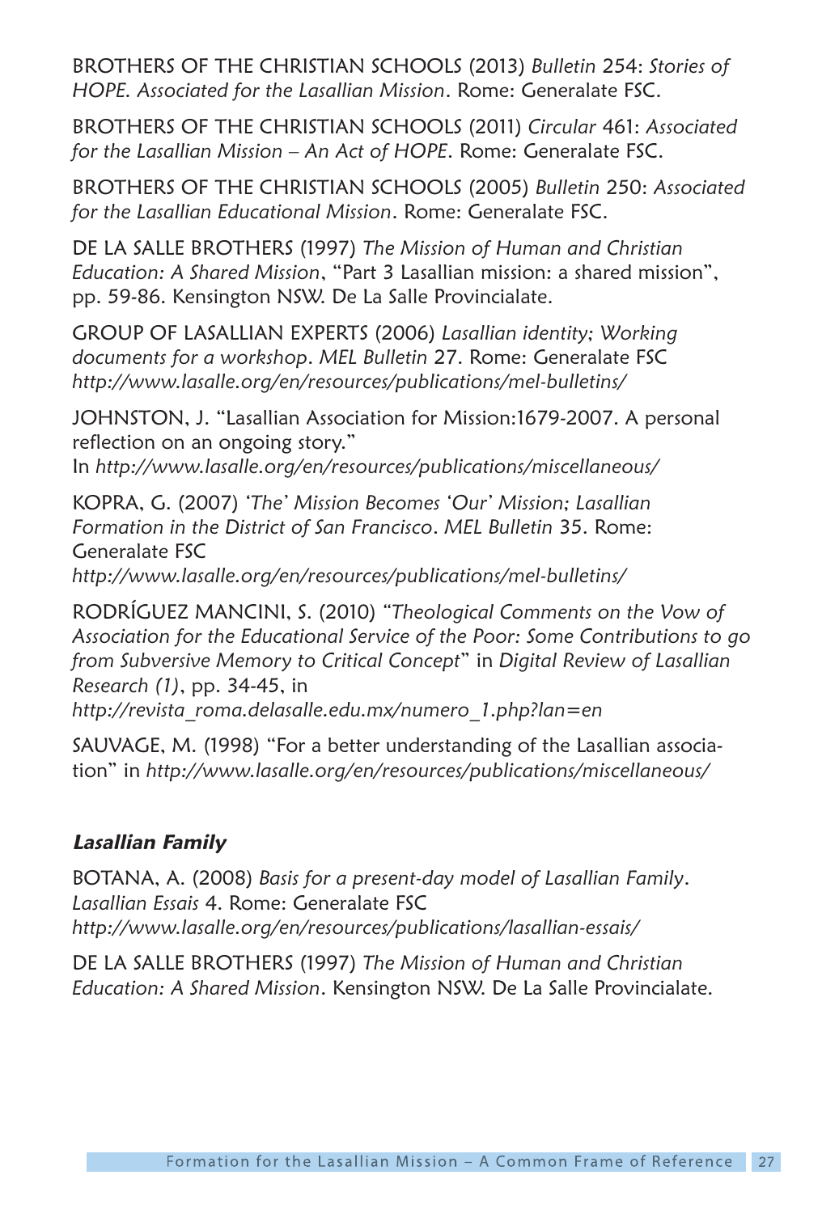BROTHERS OF THE CHRISTIAN SCHOOLS (2013) *Bulletin* 254: *Stories of HOPE. Associated for the Lasallian Mission*. Rome: Generalate FSC.

BROTHERS OF THE CHRISTIAN SCHOOLS (2011) *Circular* 461: *Associated for the Lasallian Mission – An Act of HOPE*. Rome: Generalate FSC.

BROTHERS OF THE CHRISTIAN SCHOOLS (2005) *Bulletin* 250: *Associated for the Lasallian Educational Mission*. Rome: Generalate FSC.

DE LA SALLE BROTHERS (1997) *The Mission of Human and Christian Education: A Shared Mission*, "Part 3 Lasallian mission: a shared mission", pp. 59-86. Kensington NSW. De La Salle Provincialate.

GROUP OF LASALLIAN EXPERTS (2006) *Lasallian identity; Working documents for a workshop. MEL Bulletin* 27. Rome: Generalate FSC *http://www.lasalle.org/en/resources/publications/mel-bulletins/*

JOHNSTON, J. "Lasallian Association for Mission:1679-2007. A personal reflection on an ongoing story." In *http://www.lasalle.org/en/resources/publications/miscellaneous/*

KOPRA, G. (2007) *'The' Mission Becomes 'Our' Mission; Lasallian Formation in the District of San Francisco. MEL Bulletin* 35. Rome: Generalate FSC *http://www.lasalle.org/en/resources/publications/mel-bulletins/*

RODRÍGUEZ MANCINI, S. (2010) "*Theological Comments on the Vow of Association for the Educational Service of the Poor: Some Contributions to go from Subversive Memory to Critical Concept*" in *Digital Review of Lasallian Research (1)*, pp. 34-45, in *http://revista_roma.delasalle.edu.mx/numero_1.php?lan=en*

SAUVAGE, M. (1998) "For a better understanding of the Lasallian association" in *http://www.lasalle.org/en/resources/publications/miscellaneous/*

### *Lasallian Family*

BOTANA, A. (2008) *Basis for a present-day model of Lasallian Family. Lasallian Essais* 4. Rome: Generalate FSC *http://www.lasalle.org/en/resources/publications/lasallian-essais/*

DE LA SALLE BROTHERS (1997) *The Mission of Human and Christian Education: A Shared Mission*. Kensington NSW. De La Salle Provincialate.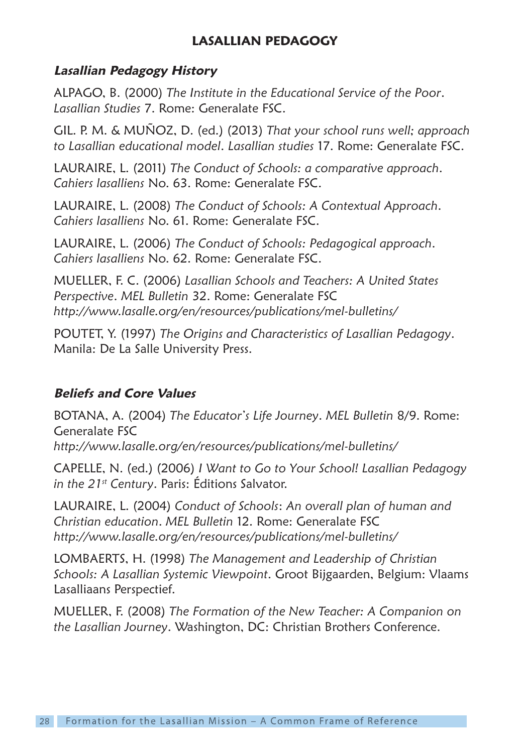## LASALLIAN PEDAGOGY

### *Lasallian Pedagogy History*

ALPAGO, B. (2000) *The Institute in the Educational Service of the Poor*. *Lasallian Studies* 7. Rome: Generalate FSC.

GIL. P. M. & MUÑOZ, D. (ed.) (2013) *That your school runs well; approach to Lasallian educational model*. *Lasallian studies* 17. Rome: Generalate FSC.

LAURAIRE, L. (2011) *The Conduct of Schools: a comparative approach*. *Cahiers lasalliens* No. 63. Rome: Generalate FSC.

LAURAIRE, L. (2008) *The Conduct of Schools: A Contextual Approach*. *Cahiers lasalliens* No. 61. Rome: Generalate FSC.

LAURAIRE, L. (2006) *The Conduct of Schools: Pedagogical approach*. *Cahiers lasalliens* No. 62. Rome: Generalate FSC.

MUELLER, F. C. (2006) *Lasallian Schools and Teachers: A United States Perspective*. *MEL Bulletin* 32. Rome: Generalate FSC *http://www.lasalle.org/en/resources/publications/mel-bulletins/*

POUTET, Y. (1997) *The Origins and Characteristics of Lasallian Pedagogy*. Manila: De La Salle University Press.

### *Beliefs and Core Values*

BOTANA, A. (2004) *The Educator's Life Journey*. *MEL Bulletin* 8/9. Rome: Generalate FSC *http://www.lasalle.org/en/resources/publications/mel-bulletins/*

CAPELLE, N. (ed.) (2006) *I Want to Go to Your School! Lasallian Pedagogy in the 21st Century*. Paris: Éditions Salvator.

LAURAIRE, L. (2004) *Conduct of Schools*: *An overall plan of human and Christian education*. *MEL Bulletin* 12. Rome: Generalate FSC *http://www.lasalle.org/en/resources/publications/mel-bulletins/*

LOMBAERTS, H. (1998) *The Management and Leadership of Christian Schools: A Lasallian Systemic Viewpoint*. Groot Bijgaarden, Belgium: Vlaams Lasalliaans Perspectief.

MUELLER, F. (2008) *The Formation of the New Teacher: A Companion on the Lasallian Journey*. Washington, DC: Christian Brothers Conference.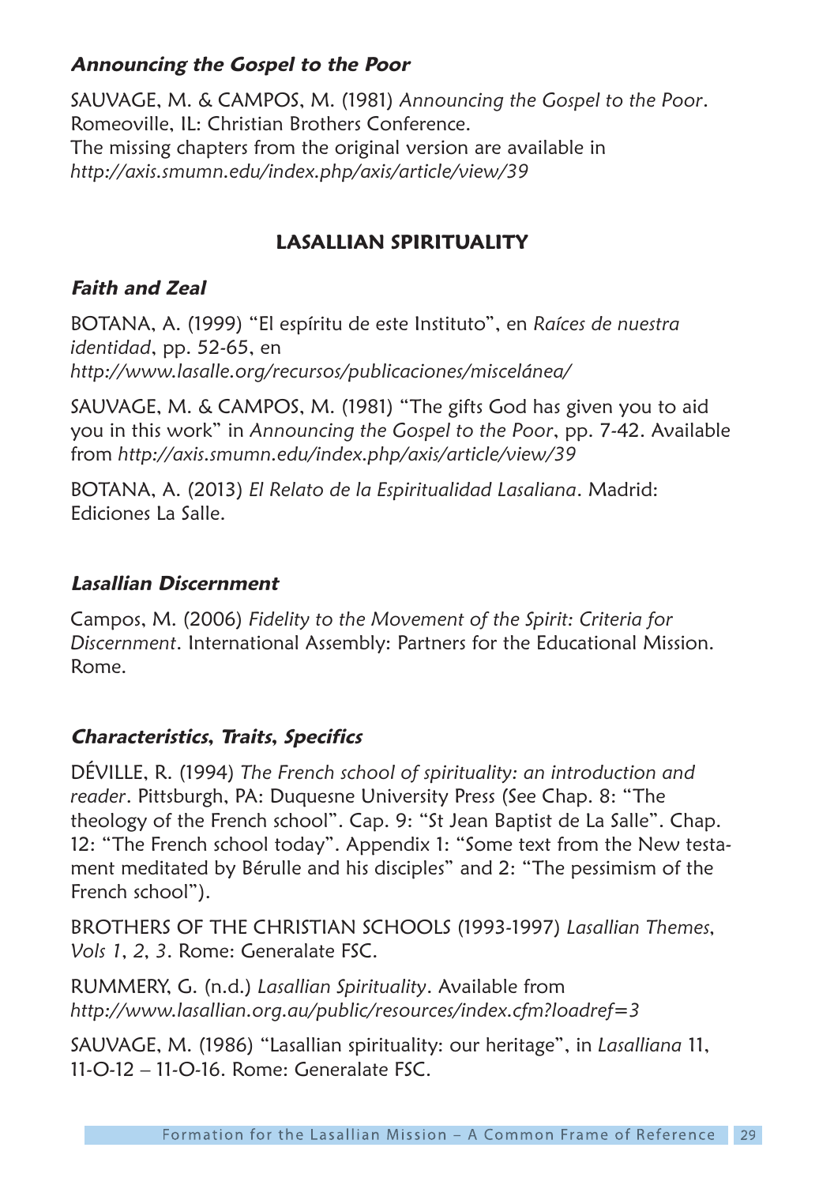### *Announcing the Gospel to the Poor*

SAUVAGE, M. & CAMPOS, M. (1981) *Announcing the Gospel to the Poor*. Romeoville, IL: Christian Brothers Conference.
The missing chapters from the original version are available in *http://axis.smumn.edu/index.php/axis/article/view/39*

## LASALLIAN SPIRITUALITY

### *Faith and Zeal*

BOTANA, A. (1999) "El espíritu de este Instituto", en *Raíces de nuestra identidad*, pp. 52-65, en *http://www.lasalle.org/recursos/publicaciones/miscelánea/*

SAUVAGE, M. & CAMPOS, M. (1981) "The gifts God has given you to aid you in this work" in *Announcing the Gospel to the Poor*, pp. 7-42. Available from *http://axis.smumn.edu/index.php/axis/article/view/39*

BOTANA, A. (2013) *El Relato de la Espiritualidad Lasaliana*. Madrid: Ediciones La Salle.

### *Lasallian Discernment*

Campos, M. (2006) *Fidelity to the Movement of the Spirit: Criteria for Discernment*. International Assembly: Partners for the Educational Mission. Rome.

### *Characteristics, Traits, Specifics*

DÉVILLE, R. (1994) *The French school of spirituality: an introduction and reader*. Pittsburgh, PA: Duquesne University Press (See Chap. 8: "The theology of the French school". Cap. 9: "St Jean Baptist de La Salle". Chap. 12: "The French school today". Appendix 1: "Some text from the New testament meditated by Bérulle and his disciples" and 2: "The pessimism of the French school").

BROTHERS OF THE CHRISTIAN SCHOOLS (1993-1997) *Lasallian Themes, Vols 1, 2, 3*. Rome: Generalate FSC.

RUMMERY, G. (n.d.) *Lasallian Spirituality*. Available from *http://www.lasallian.org.au/public/resources/index.cfm?loadref=3*

SAUVAGE, M. (1986) "Lasallian spirituality: our heritage", in *Lasalliana* 11, 11-O-12 – 11-O-16. Rome: Generalate FSC.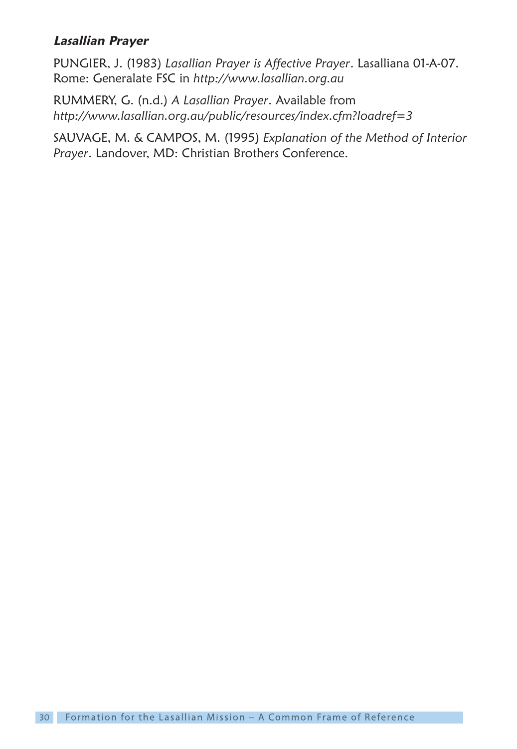### ***Lasallian Prayer***

PUNGIER, J. (1983) *Lasallian Prayer is Affective Prayer*. Lasalliana 01-A-07. Rome: Generalate FSC in *http://www.lasallian.org.au*

RUMMERY, G. (n.d.) *A Lasallian Prayer*. Available from *http://www.lasallian.org.au/public/resources/index.cfm?loadref=3*

SAUVAGE, M. & CAMPOS, M. (1995) *Explanation of the Method of Interior Prayer*. Landover, MD: Christian Brothers Conference.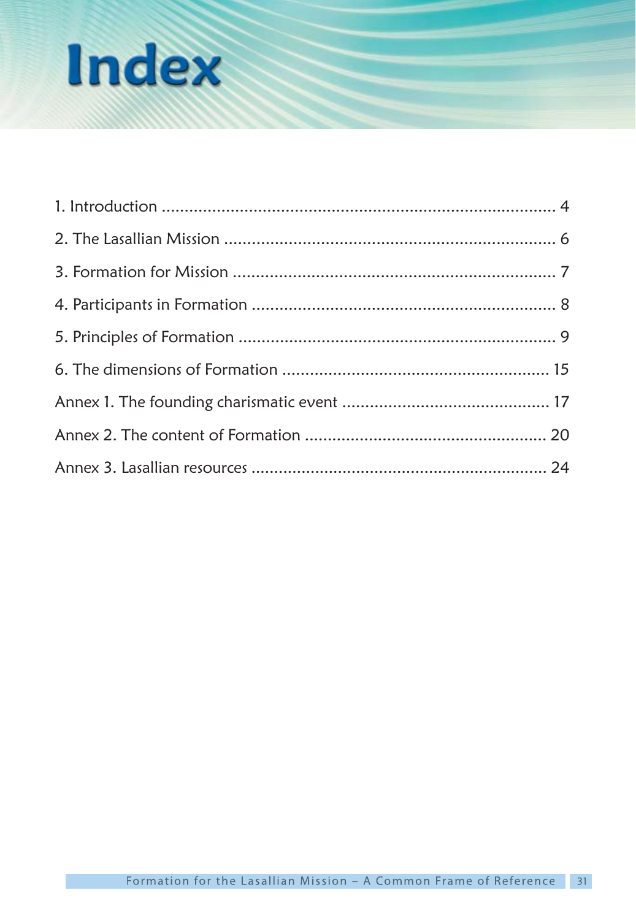# Index

1. Introduction ........................................................................................ 4

2. The Lasallian Mission ......................................................................... 6

3. Formation for Mission ........................................................................ 7

4. Participants in Formation ................................................................... 8

5. Principles of Formation ...................................................................... 9

6. The dimensions of Formation ........................................................... 15

Annex 1. The founding charismatic event ............................................ 17

Annex 2. The content of Formation ..................................................... 20

Annex 3. Lasallian resources ................................................................. 24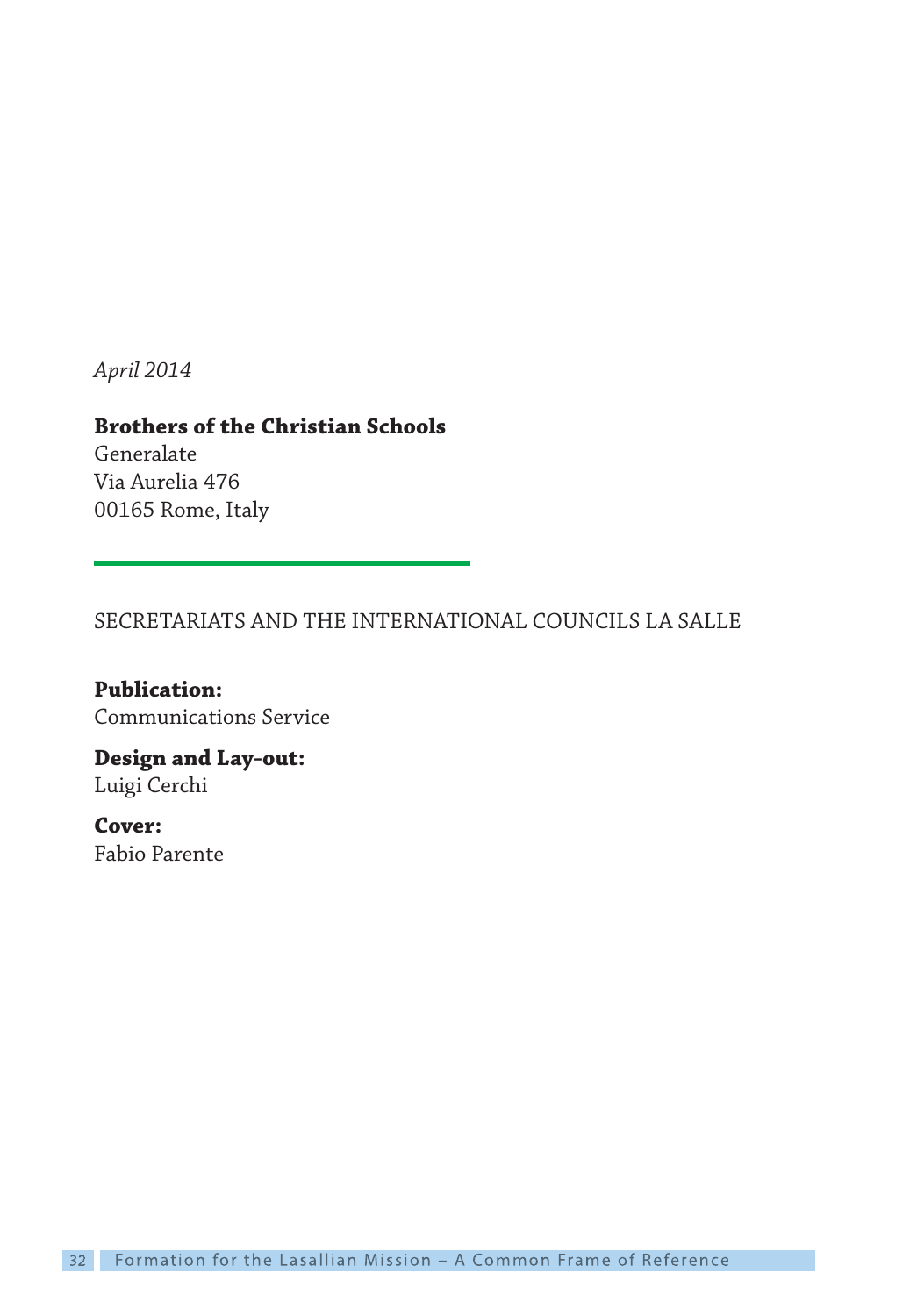*April 2014*

**Brothers of the Christian Schools**
Generalate
Via Aurelia 476
00165 Rome, Italy

---

SECRETARIATS AND THE INTERNATIONAL COUNCILS LA SALLE

**Publication:**
Communications Service

**Design and Lay-out:**
Luigi Cerchi

**Cover:**
Fabio Parente